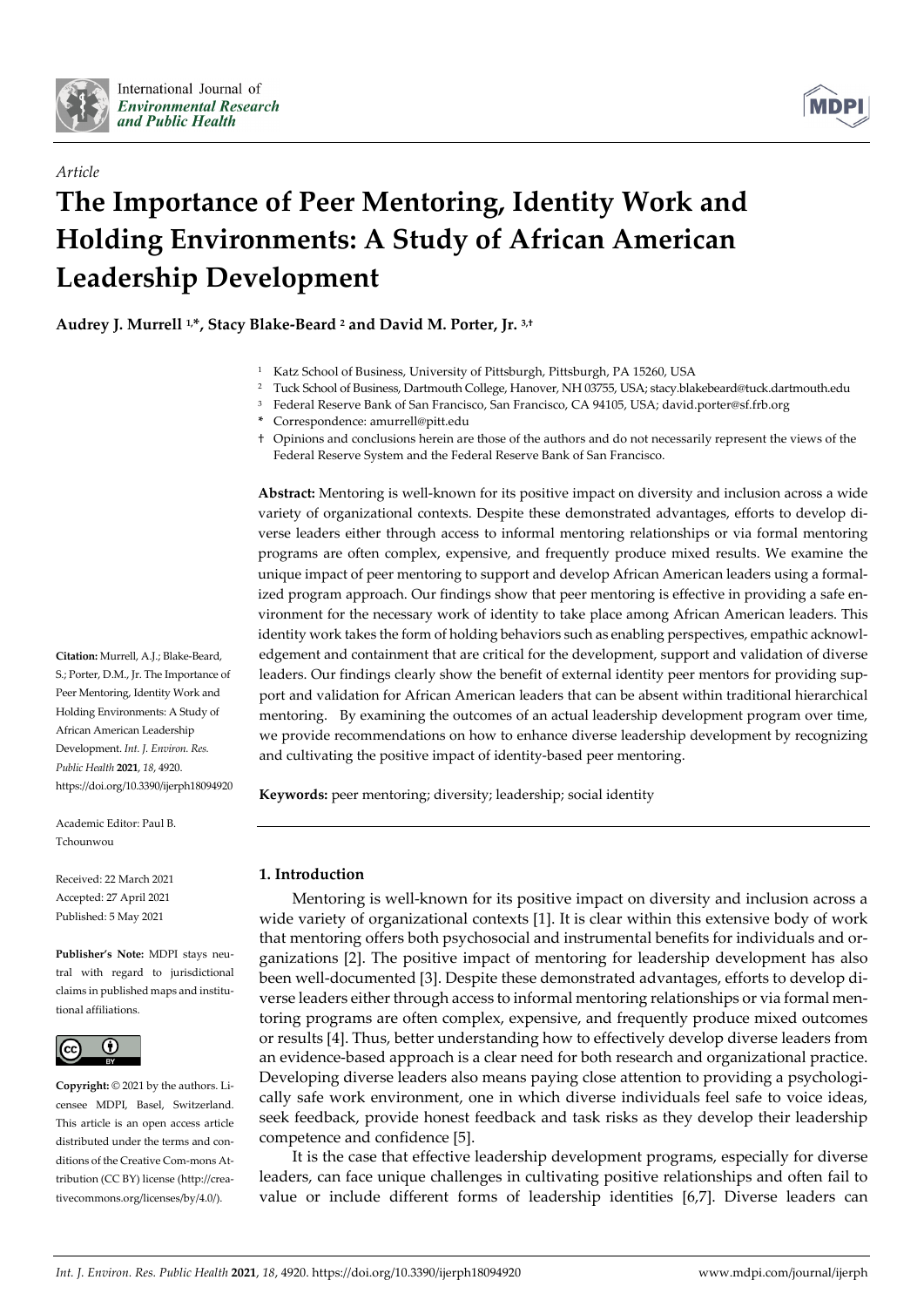*Article*

# The Importance of Peer Mentoring, Identity Work and Holding Environments: A Study of African American Leadership Development

**Audrey J. Murrell [1,*], Stacy Blake-Beard [2] and David M. Porter, Jr. [3,†]**

[1] Katz School of Business, University of Pittsburgh, Pittsburgh, PA 15260, USA
[2] Tuck School of Business, Dartmouth College, Hanover, NH 03755, USA; stacy.blakebeard@tuck.dartmouth.edu
[3] Federal Reserve Bank of San Francisco, San Francisco, CA 94105, USA; david.porter@sf.frb.org
\* Correspondence: amurrell@pitt.edu
† Opinions and conclusions herein are those of the authors and do not necessarily represent the views of the Federal Reserve System and the Federal Reserve Bank of San Francisco.

**Abstract:** Mentoring is well-known for its positive impact on diversity and inclusion across a wide variety of organizational contexts. Despite these demonstrated advantages, efforts to develop diverse leaders either through access to informal mentoring relationships or via formal mentoring programs are often complex, expensive, and frequently produce mixed results. We examine the unique impact of peer mentoring to support and develop African American leaders using a formalized program approach. Our findings show that peer mentoring is effective in providing a safe environment for the necessary work of identity to take place among African American leaders. This identity work takes the form of holding behaviors such as enabling perspectives, empathic acknowledgement and containment that are critical for the development, support and validation of diverse leaders. Our findings clearly show the benefit of external identity peer mentors for providing support and validation for African American leaders that can be absent within traditional hierarchical mentoring. By examining the outcomes of an actual leadership development program over time, we provide recommendations on how to enhance diverse leadership development by recognizing and cultivating the positive impact of identity-based peer mentoring.

**Keywords:** peer mentoring; diversity; leadership; social identity

**Citation:** Murrell, A.J.; Blake-Beard, S.; Porter, D.M., Jr. The Importance of Peer Mentoring, Identity Work and Holding Environments: A Study of African American Leadership Development. *Int. J. Environ. Res. Public Health* **2021**, *18*, 4920. https://doi.org/10.3390/ijerph18094920

Academic Editor: Paul B. Tchounwou

Received: 22 March 2021
Accepted: 27 April 2021
Published: 5 May 2021

**Publisher's Note:** MDPI stays neutral with regard to jurisdictional claims in published maps and institutional affiliations.

**Copyright:** © 2021 by the authors. Licensee MDPI, Basel, Switzerland. This article is an open access article distributed under the terms and conditions of the Creative Commons Attribution (CC BY) license (http://creativecommons.org/licenses/by/4.0/).

## 1. Introduction

Mentoring is well-known for its positive impact on diversity and inclusion across a wide variety of organizational contexts [1]. It is clear within this extensive body of work that mentoring offers both psychosocial and instrumental benefits for individuals and organizations [2]. The positive impact of mentoring for leadership development has also been well-documented [3]. Despite these demonstrated advantages, efforts to develop diverse leaders either through access to informal mentoring relationships or via formal mentoring programs are often complex, expensive, and frequently produce mixed outcomes or results [4]. Thus, better understanding how to effectively develop diverse leaders from an evidence-based approach is a clear need for both research and organizational practice. Developing diverse leaders also means paying close attention to providing a psychologically safe work environment, one in which diverse individuals feel safe to voice ideas, seek feedback, provide honest feedback and task risks as they develop their leadership competence and confidence [5].

It is the case that effective leadership development programs, especially for diverse leaders, can face unique challenges in cultivating positive relationships and often fail to value or include different forms of leadership identities [6,7]. Diverse leaders can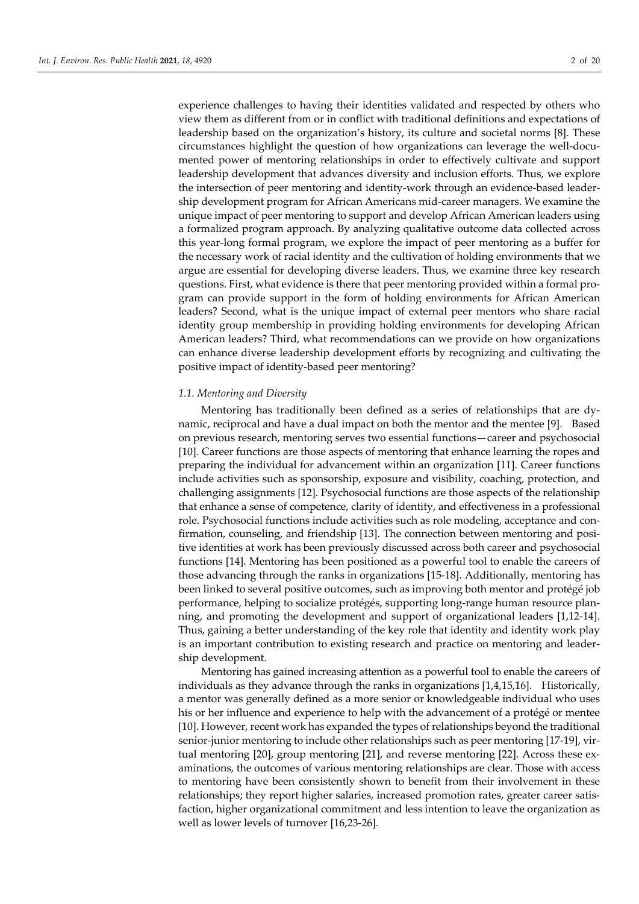experience challenges to having their identities validated and respected by others who view them as different from or in conflict with traditional definitions and expectations of leadership based on the organization's history, its culture and societal norms [8]. These circumstances highlight the question of how organizations can leverage the well-documented power of mentoring relationships in order to effectively cultivate and support leadership development that advances diversity and inclusion efforts. Thus, we explore the intersection of peer mentoring and identity-work through an evidence-based leadership development program for African Americans mid-career managers. We examine the unique impact of peer mentoring to support and develop African American leaders using a formalized program approach. By analyzing qualitative outcome data collected across this year-long formal program, we explore the impact of peer mentoring as a buffer for the necessary work of racial identity and the cultivation of holding environments that we argue are essential for developing diverse leaders. Thus, we examine three key research questions. First, what evidence is there that peer mentoring provided within a formal program can provide support in the form of holding environments for African American leaders? Second, what is the unique impact of external peer mentors who share racial identity group membership in providing holding environments for developing African American leaders? Third, what recommendations can we provide on how organizations can enhance diverse leadership development efforts by recognizing and cultivating the positive impact of identity-based peer mentoring?

### *1.1. Mentoring and Diversity*

Mentoring has traditionally been defined as a series of relationships that are dynamic, reciprocal and have a dual impact on both the mentor and the mentee [9]. Based on previous research, mentoring serves two essential functions—career and psychosocial [10]. Career functions are those aspects of mentoring that enhance learning the ropes and preparing the individual for advancement within an organization [11]. Career functions include activities such as sponsorship, exposure and visibility, coaching, protection, and challenging assignments [12]. Psychosocial functions are those aspects of the relationship that enhance a sense of competence, clarity of identity, and effectiveness in a professional role. Psychosocial functions include activities such as role modeling, acceptance and confirmation, counseling, and friendship [13]. The connection between mentoring and positive identities at work has been previously discussed across both career and psychosocial functions [14]. Mentoring has been positioned as a powerful tool to enable the careers of those advancing through the ranks in organizations [15-18]. Additionally, mentoring has been linked to several positive outcomes, such as improving both mentor and protégé job performance, helping to socialize protégés, supporting long-range human resource planning, and promoting the development and support of organizational leaders [1,12-14]. Thus, gaining a better understanding of the key role that identity and identity work play is an important contribution to existing research and practice on mentoring and leadership development.

Mentoring has gained increasing attention as a powerful tool to enable the careers of individuals as they advance through the ranks in organizations [1,4,15,16]. Historically, a mentor was generally defined as a more senior or knowledgeable individual who uses his or her influence and experience to help with the advancement of a protégé or mentee [10]. However, recent work has expanded the types of relationships beyond the traditional senior-junior mentoring to include other relationships such as peer mentoring [17-19], virtual mentoring [20], group mentoring [21], and reverse mentoring [22]. Across these examinations, the outcomes of various mentoring relationships are clear. Those with access to mentoring have been consistently shown to benefit from their involvement in these relationships; they report higher salaries, increased promotion rates, greater career satisfaction, higher organizational commitment and less intention to leave the organization as well as lower levels of turnover [16,23-26].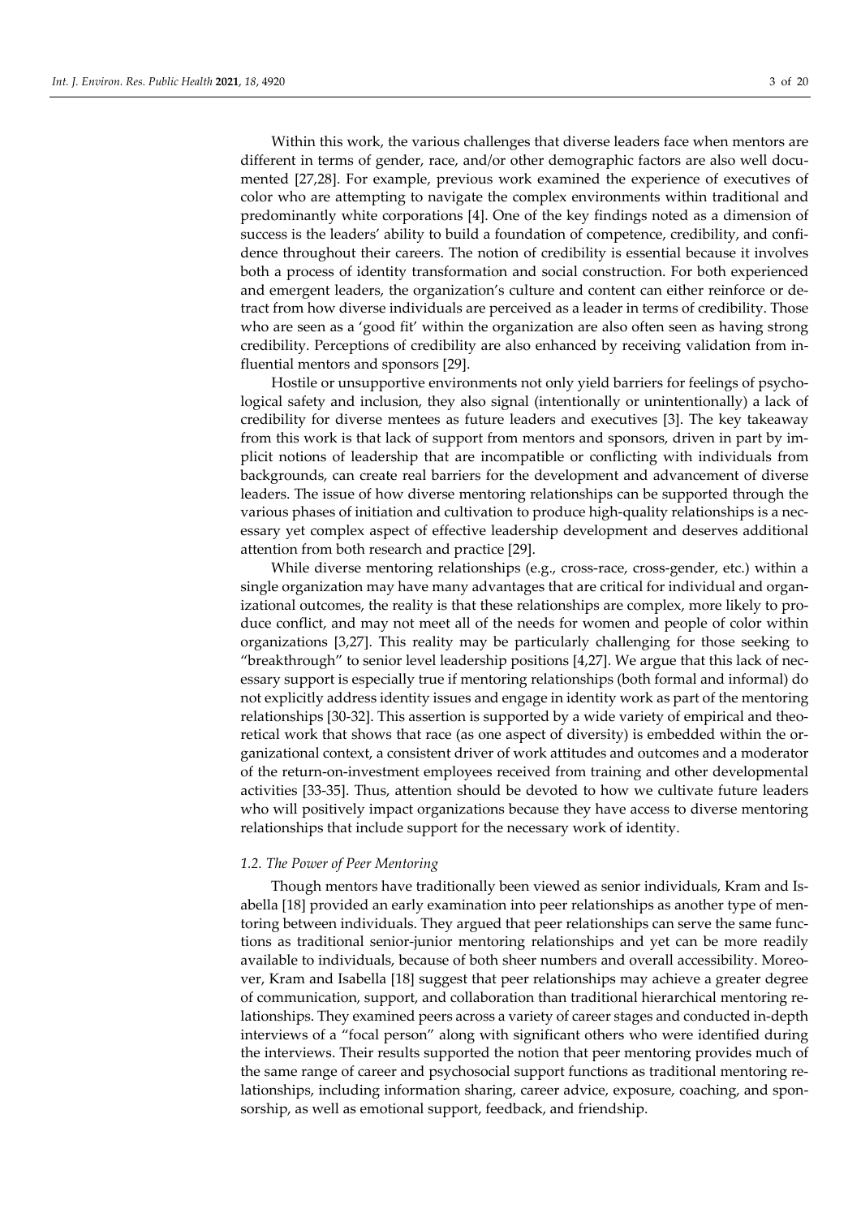Within this work, the various challenges that diverse leaders face when mentors are different in terms of gender, race, and/or other demographic factors are also well documented [27,28]. For example, previous work examined the experience of executives of color who are attempting to navigate the complex environments within traditional and predominantly white corporations [4]. One of the key findings noted as a dimension of success is the leaders' ability to build a foundation of competence, credibility, and confidence throughout their careers. The notion of credibility is essential because it involves both a process of identity transformation and social construction. For both experienced and emergent leaders, the organization's culture and content can either reinforce or detract from how diverse individuals are perceived as a leader in terms of credibility. Those who are seen as a 'good fit' within the organization are also often seen as having strong credibility. Perceptions of credibility are also enhanced by receiving validation from influential mentors and sponsors [29].

Hostile or unsupportive environments not only yield barriers for feelings of psychological safety and inclusion, they also signal (intentionally or unintentionally) a lack of credibility for diverse mentees as future leaders and executives [3]. The key takeaway from this work is that lack of support from mentors and sponsors, driven in part by implicit notions of leadership that are incompatible or conflicting with individuals from backgrounds, can create real barriers for the development and advancement of diverse leaders. The issue of how diverse mentoring relationships can be supported through the various phases of initiation and cultivation to produce high-quality relationships is a necessary yet complex aspect of effective leadership development and deserves additional attention from both research and practice [29].

While diverse mentoring relationships (e.g., cross-race, cross-gender, etc.) within a single organization may have many advantages that are critical for individual and organizational outcomes, the reality is that these relationships are complex, more likely to produce conflict, and may not meet all of the needs for women and people of color within organizations [3,27]. This reality may be particularly challenging for those seeking to "breakthrough" to senior level leadership positions [4,27]. We argue that this lack of necessary support is especially true if mentoring relationships (both formal and informal) do not explicitly address identity issues and engage in identity work as part of the mentoring relationships [30-32]. This assertion is supported by a wide variety of empirical and theoretical work that shows that race (as one aspect of diversity) is embedded within the organizational context, a consistent driver of work attitudes and outcomes and a moderator of the return-on-investment employees received from training and other developmental activities [33-35]. Thus, attention should be devoted to how we cultivate future leaders who will positively impact organizations because they have access to diverse mentoring relationships that include support for the necessary work of identity.

### *1.2. The Power of Peer Mentoring*

Though mentors have traditionally been viewed as senior individuals, Kram and Isabella [18] provided an early examination into peer relationships as another type of mentoring between individuals. They argued that peer relationships can serve the same functions as traditional senior-junior mentoring relationships and yet can be more readily available to individuals, because of both sheer numbers and overall accessibility. Moreover, Kram and Isabella [18] suggest that peer relationships may achieve a greater degree of communication, support, and collaboration than traditional hierarchical mentoring relationships. They examined peers across a variety of career stages and conducted in-depth interviews of a "focal person" along with significant others who were identified during the interviews. Their results supported the notion that peer mentoring provides much of the same range of career and psychosocial support functions as traditional mentoring relationships, including information sharing, career advice, exposure, coaching, and sponsorship, as well as emotional support, feedback, and friendship.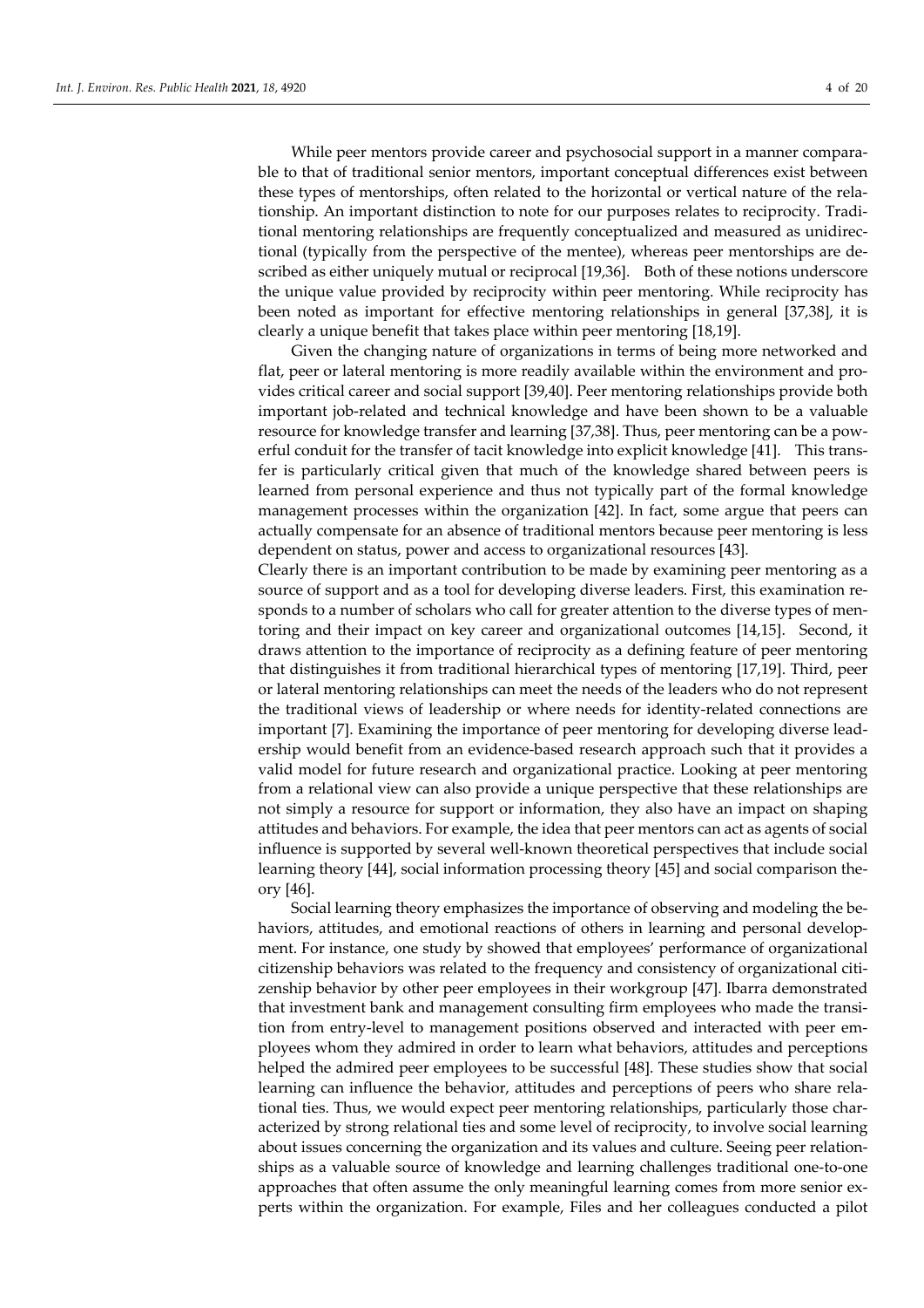While peer mentors provide career and psychosocial support in a manner comparable to that of traditional senior mentors, important conceptual differences exist between these types of mentorships, often related to the horizontal or vertical nature of the relationship. An important distinction to note for our purposes relates to reciprocity. Traditional mentoring relationships are frequently conceptualized and measured as unidirectional (typically from the perspective of the mentee), whereas peer mentorships are described as either uniquely mutual or reciprocal [19,36]. Both of these notions underscore the unique value provided by reciprocity within peer mentoring. While reciprocity has been noted as important for effective mentoring relationships in general [37,38], it is clearly a unique benefit that takes place within peer mentoring [18,19].

Given the changing nature of organizations in terms of being more networked and flat, peer or lateral mentoring is more readily available within the environment and provides critical career and social support [39,40]. Peer mentoring relationships provide both important job-related and technical knowledge and have been shown to be a valuable resource for knowledge transfer and learning [37,38]. Thus, peer mentoring can be a powerful conduit for the transfer of tacit knowledge into explicit knowledge [41]. This transfer is particularly critical given that much of the knowledge shared between peers is learned from personal experience and thus not typically part of the formal knowledge management processes within the organization [42]. In fact, some argue that peers can actually compensate for an absence of traditional mentors because peer mentoring is less dependent on status, power and access to organizational resources [43].

Clearly there is an important contribution to be made by examining peer mentoring as a source of support and as a tool for developing diverse leaders. First, this examination responds to a number of scholars who call for greater attention to the diverse types of mentoring and their impact on key career and organizational outcomes [14,15]. Second, it draws attention to the importance of reciprocity as a defining feature of peer mentoring that distinguishes it from traditional hierarchical types of mentoring [17,19]. Third, peer or lateral mentoring relationships can meet the needs of the leaders who do not represent the traditional views of leadership or where needs for identity-related connections are important [7]. Examining the importance of peer mentoring for developing diverse leadership would benefit from an evidence-based research approach such that it provides a valid model for future research and organizational practice. Looking at peer mentoring from a relational view can also provide a unique perspective that these relationships are not simply a resource for support or information, they also have an impact on shaping attitudes and behaviors. For example, the idea that peer mentors can act as agents of social influence is supported by several well-known theoretical perspectives that include social learning theory [44], social information processing theory [45] and social comparison theory [46].

Social learning theory emphasizes the importance of observing and modeling the behaviors, attitudes, and emotional reactions of others in learning and personal development. For instance, one study by showed that employees' performance of organizational citizenship behaviors was related to the frequency and consistency of organizational citizenship behavior by other peer employees in their workgroup [47]. Ibarra demonstrated that investment bank and management consulting firm employees who made the transition from entry-level to management positions observed and interacted with peer employees whom they admired in order to learn what behaviors, attitudes and perceptions helped the admired peer employees to be successful [48]. These studies show that social learning can influence the behavior, attitudes and perceptions of peers who share relational ties. Thus, we would expect peer mentoring relationships, particularly those characterized by strong relational ties and some level of reciprocity, to involve social learning about issues concerning the organization and its values and culture. Seeing peer relationships as a valuable source of knowledge and learning challenges traditional one-to-one approaches that often assume the only meaningful learning comes from more senior experts within the organization. For example, Files and her colleagues conducted a pilot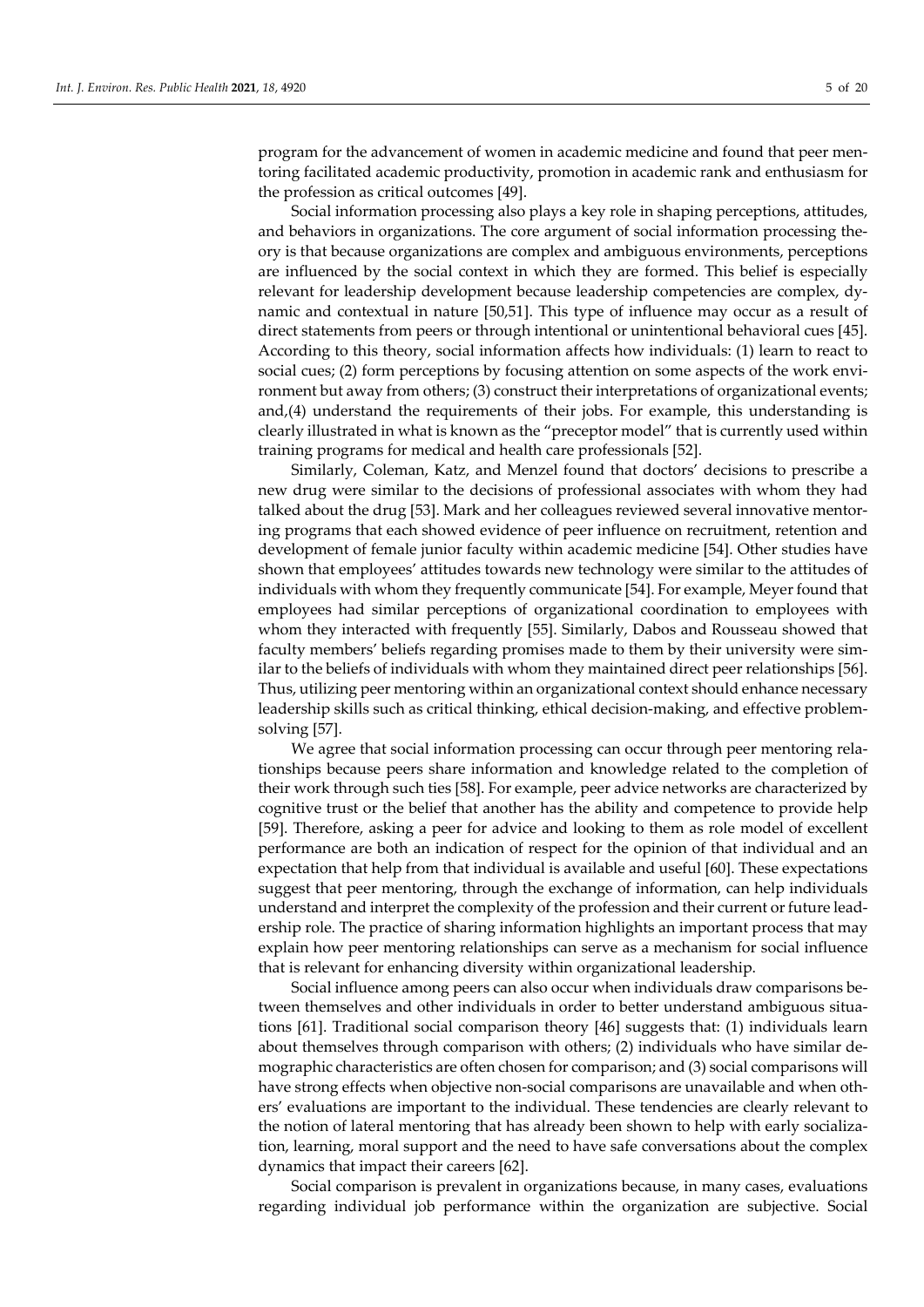program for the advancement of women in academic medicine and found that peer mentoring facilitated academic productivity, promotion in academic rank and enthusiasm for the profession as critical outcomes [49].

Social information processing also plays a key role in shaping perceptions, attitudes, and behaviors in organizations. The core argument of social information processing theory is that because organizations are complex and ambiguous environments, perceptions are influenced by the social context in which they are formed. This belief is especially relevant for leadership development because leadership competencies are complex, dynamic and contextual in nature [50,51]. This type of influence may occur as a result of direct statements from peers or through intentional or unintentional behavioral cues [45]. According to this theory, social information affects how individuals: (1) learn to react to social cues; (2) form perceptions by focusing attention on some aspects of the work environment but away from others; (3) construct their interpretations of organizational events; and,(4) understand the requirements of their jobs. For example, this understanding is clearly illustrated in what is known as the "preceptor model" that is currently used within training programs for medical and health care professionals [52].

Similarly, Coleman, Katz, and Menzel found that doctors' decisions to prescribe a new drug were similar to the decisions of professional associates with whom they had talked about the drug [53]. Mark and her colleagues reviewed several innovative mentoring programs that each showed evidence of peer influence on recruitment, retention and development of female junior faculty within academic medicine [54]. Other studies have shown that employees' attitudes towards new technology were similar to the attitudes of individuals with whom they frequently communicate [54]. For example, Meyer found that employees had similar perceptions of organizational coordination to employees with whom they interacted with frequently [55]. Similarly, Dabos and Rousseau showed that faculty members' beliefs regarding promises made to them by their university were similar to the beliefs of individuals with whom they maintained direct peer relationships [56]. Thus, utilizing peer mentoring within an organizational context should enhance necessary leadership skills such as critical thinking, ethical decision-making, and effective problem-solving [57].

We agree that social information processing can occur through peer mentoring relationships because peers share information and knowledge related to the completion of their work through such ties [58]. For example, peer advice networks are characterized by cognitive trust or the belief that another has the ability and competence to provide help [59]. Therefore, asking a peer for advice and looking to them as role model of excellent performance are both an indication of respect for the opinion of that individual and an expectation that help from that individual is available and useful [60]. These expectations suggest that peer mentoring, through the exchange of information, can help individuals understand and interpret the complexity of the profession and their current or future leadership role. The practice of sharing information highlights an important process that may explain how peer mentoring relationships can serve as a mechanism for social influence that is relevant for enhancing diversity within organizational leadership.

Social influence among peers can also occur when individuals draw comparisons between themselves and other individuals in order to better understand ambiguous situations [61]. Traditional social comparison theory [46] suggests that: (1) individuals learn about themselves through comparison with others; (2) individuals who have similar demographic characteristics are often chosen for comparison; and (3) social comparisons will have strong effects when objective non-social comparisons are unavailable and when others' evaluations are important to the individual. These tendencies are clearly relevant to the notion of lateral mentoring that has already been shown to help with early socialization, learning, moral support and the need to have safe conversations about the complex dynamics that impact their careers [62].

Social comparison is prevalent in organizations because, in many cases, evaluations regarding individual job performance within the organization are subjective. Social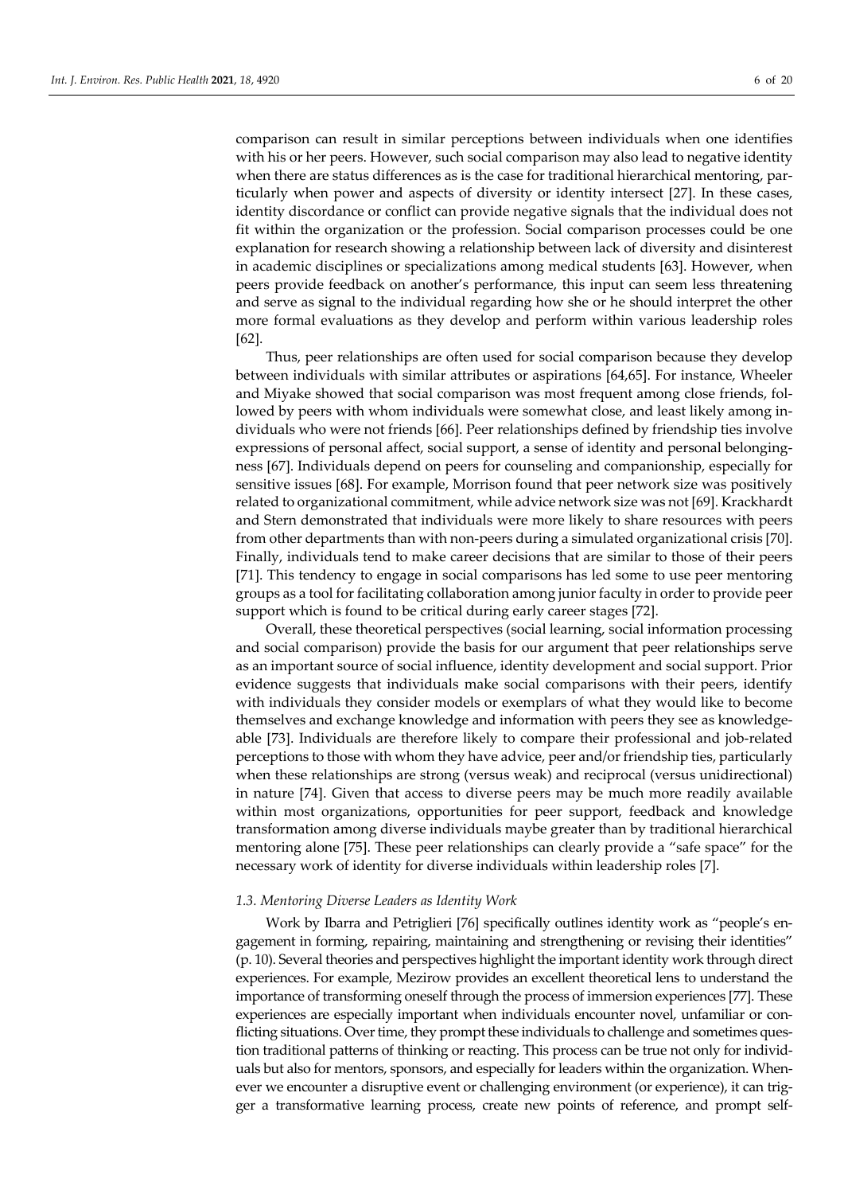comparison can result in similar perceptions between individuals when one identifies with his or her peers. However, such social comparison may also lead to negative identity when there are status differences as is the case for traditional hierarchical mentoring, particularly when power and aspects of diversity or identity intersect [27]. In these cases, identity discordance or conflict can provide negative signals that the individual does not fit within the organization or the profession. Social comparison processes could be one explanation for research showing a relationship between lack of diversity and disinterest in academic disciplines or specializations among medical students [63]. However, when peers provide feedback on another's performance, this input can seem less threatening and serve as signal to the individual regarding how she or he should interpret the other more formal evaluations as they develop and perform within various leadership roles [62].

Thus, peer relationships are often used for social comparison because they develop between individuals with similar attributes or aspirations [64,65]. For instance, Wheeler and Miyake showed that social comparison was most frequent among close friends, followed by peers with whom individuals were somewhat close, and least likely among individuals who were not friends [66]. Peer relationships defined by friendship ties involve expressions of personal affect, social support, a sense of identity and personal belongingness [67]. Individuals depend on peers for counseling and companionship, especially for sensitive issues [68]. For example, Morrison found that peer network size was positively related to organizational commitment, while advice network size was not [69]. Krackhardt and Stern demonstrated that individuals were more likely to share resources with peers from other departments than with non-peers during a simulated organizational crisis [70]. Finally, individuals tend to make career decisions that are similar to those of their peers [71]. This tendency to engage in social comparisons has led some to use peer mentoring groups as a tool for facilitating collaboration among junior faculty in order to provide peer support which is found to be critical during early career stages [72].

Overall, these theoretical perspectives (social learning, social information processing and social comparison) provide the basis for our argument that peer relationships serve as an important source of social influence, identity development and social support. Prior evidence suggests that individuals make social comparisons with their peers, identify with individuals they consider models or exemplars of what they would like to become themselves and exchange knowledge and information with peers they see as knowledgeable [73]. Individuals are therefore likely to compare their professional and job-related perceptions to those with whom they have advice, peer and/or friendship ties, particularly when these relationships are strong (versus weak) and reciprocal (versus unidirectional) in nature [74]. Given that access to diverse peers may be much more readily available within most organizations, opportunities for peer support, feedback and knowledge transformation among diverse individuals maybe greater than by traditional hierarchical mentoring alone [75]. These peer relationships can clearly provide a "safe space" for the necessary work of identity for diverse individuals within leadership roles [7].

### *1.3. Mentoring Diverse Leaders as Identity Work*

Work by Ibarra and Petriglieri [76] specifically outlines identity work as "people's engagement in forming, repairing, maintaining and strengthening or revising their identities" (p. 10). Several theories and perspectives highlight the important identity work through direct experiences. For example, Mezirow provides an excellent theoretical lens to understand the importance of transforming oneself through the process of immersion experiences [77]. These experiences are especially important when individuals encounter novel, unfamiliar or conflicting situations. Over time, they prompt these individuals to challenge and sometimes question traditional patterns of thinking or reacting. This process can be true not only for individuals but also for mentors, sponsors, and especially for leaders within the organization. Whenever we encounter a disruptive event or challenging environment (or experience), it can trigger a transformative learning process, create new points of reference, and prompt self-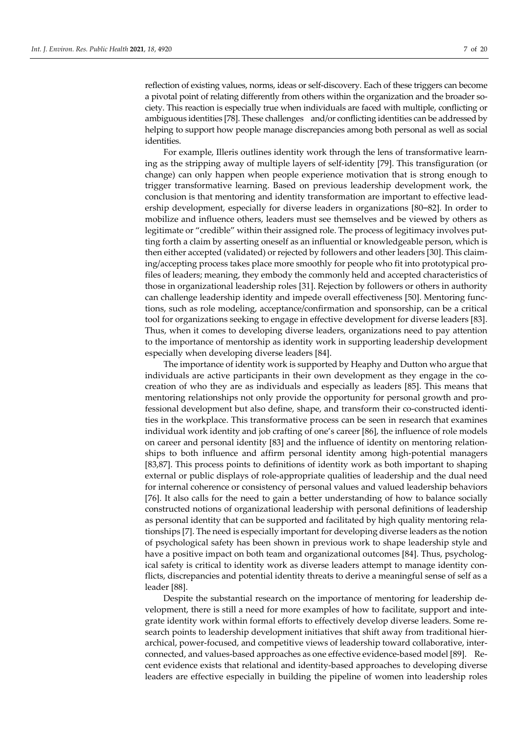reflection of existing values, norms, ideas or self-discovery. Each of these triggers can become a pivotal point of relating differently from others within the organization and the broader society. This reaction is especially true when individuals are faced with multiple, conflicting or ambiguous identities [78]. These challenges and/or conflicting identities can be addressed by helping to support how people manage discrepancies among both personal as well as social identities.

For example, Illeris outlines identity work through the lens of transformative learning as the stripping away of multiple layers of self-identity [79]. This transfiguration (or change) can only happen when people experience motivation that is strong enough to trigger transformative learning. Based on previous leadership development work, the conclusion is that mentoring and identity transformation are important to effective leadership development, especially for diverse leaders in organizations [80–82]. In order to mobilize and influence others, leaders must see themselves and be viewed by others as legitimate or "credible" within their assigned role. The process of legitimacy involves putting forth a claim by asserting oneself as an influential or knowledgeable person, which is then either accepted (validated) or rejected by followers and other leaders [30]. This claiming/accepting process takes place more smoothly for people who fit into prototypical profiles of leaders; meaning, they embody the commonly held and accepted characteristics of those in organizational leadership roles [31]. Rejection by followers or others in authority can challenge leadership identity and impede overall effectiveness [50]. Mentoring functions, such as role modeling, acceptance/confirmation and sponsorship, can be a critical tool for organizations seeking to engage in effective development for diverse leaders [83]. Thus, when it comes to developing diverse leaders, organizations need to pay attention to the importance of mentorship as identity work in supporting leadership development especially when developing diverse leaders [84].

The importance of identity work is supported by Heaphy and Dutton who argue that individuals are active participants in their own development as they engage in the co-creation of who they are as individuals and especially as leaders [85]. This means that mentoring relationships not only provide the opportunity for personal growth and professional development but also define, shape, and transform their co-constructed identities in the workplace. This transformative process can be seen in research that examines individual work identity and job crafting of one's career [86], the influence of role models on career and personal identity [83] and the influence of identity on mentoring relationships to both influence and affirm personal identity among high-potential managers [83,87]. This process points to definitions of identity work as both important to shaping external or public displays of role-appropriate qualities of leadership and the dual need for internal coherence or consistency of personal values and valued leadership behaviors [76]. It also calls for the need to gain a better understanding of how to balance socially constructed notions of organizational leadership with personal definitions of leadership as personal identity that can be supported and facilitated by high quality mentoring relationships [7]. The need is especially important for developing diverse leaders as the notion of psychological safety has been shown in previous work to shape leadership style and have a positive impact on both team and organizational outcomes [84]. Thus, psychological safety is critical to identity work as diverse leaders attempt to manage identity conflicts, discrepancies and potential identity threats to derive a meaningful sense of self as a leader [88].

Despite the substantial research on the importance of mentoring for leadership development, there is still a need for more examples of how to facilitate, support and integrate identity work within formal efforts to effectively develop diverse leaders. Some research points to leadership development initiatives that shift away from traditional hierarchical, power-focused, and competitive views of leadership toward collaborative, interconnected, and values-based approaches as one effective evidence-based model [89]. Recent evidence exists that relational and identity-based approaches to developing diverse leaders are effective especially in building the pipeline of women into leadership roles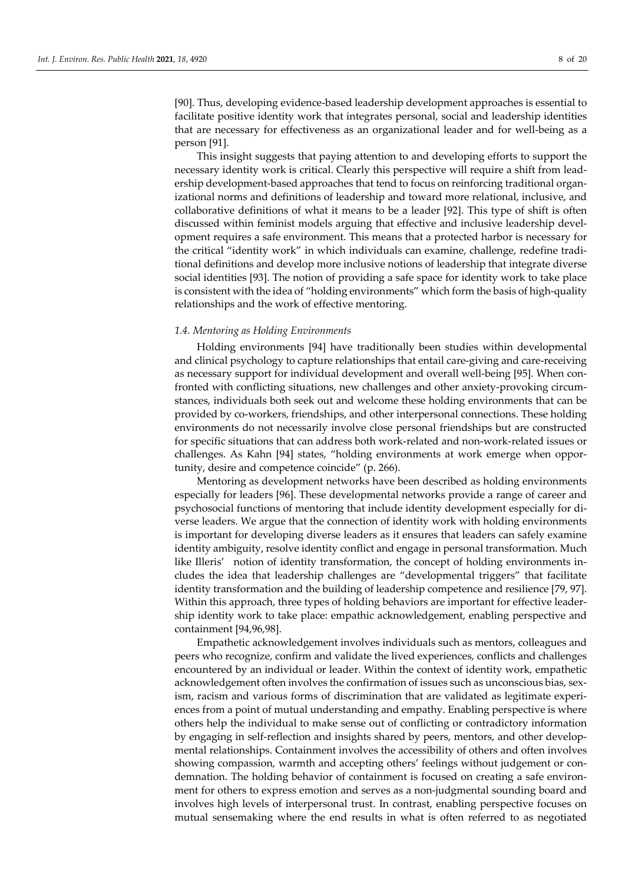[90]. Thus, developing evidence-based leadership development approaches is essential to facilitate positive identity work that integrates personal, social and leadership identities that are necessary for effectiveness as an organizational leader and for well-being as a person [91].

This insight suggests that paying attention to and developing efforts to support the necessary identity work is critical. Clearly this perspective will require a shift from leadership development-based approaches that tend to focus on reinforcing traditional organizational norms and definitions of leadership and toward more relational, inclusive, and collaborative definitions of what it means to be a leader [92]. This type of shift is often discussed within feminist models arguing that effective and inclusive leadership development requires a safe environment. This means that a protected harbor is necessary for the critical "identity work" in which individuals can examine, challenge, redefine traditional definitions and develop more inclusive notions of leadership that integrate diverse social identities [93]. The notion of providing a safe space for identity work to take place is consistent with the idea of "holding environments" which form the basis of high-quality relationships and the work of effective mentoring.

### *1.4. Mentoring as Holding Environments*

Holding environments [94] have traditionally been studies within developmental and clinical psychology to capture relationships that entail care-giving and care-receiving as necessary support for individual development and overall well-being [95]. When confronted with conflicting situations, new challenges and other anxiety-provoking circumstances, individuals both seek out and welcome these holding environments that can be provided by co-workers, friendships, and other interpersonal connections. These holding environments do not necessarily involve close personal friendships but are constructed for specific situations that can address both work-related and non-work-related issues or challenges. As Kahn [94] states, "holding environments at work emerge when opportunity, desire and competence coincide" (p. 266).

Mentoring as development networks have been described as holding environments especially for leaders [96]. These developmental networks provide a range of career and psychosocial functions of mentoring that include identity development especially for diverse leaders. We argue that the connection of identity work with holding environments is important for developing diverse leaders as it ensures that leaders can safely examine identity ambiguity, resolve identity conflict and engage in personal transformation. Much like Illeris' notion of identity transformation, the concept of holding environments includes the idea that leadership challenges are "developmental triggers" that facilitate identity transformation and the building of leadership competence and resilience [79, 97]. Within this approach, three types of holding behaviors are important for effective leadership identity work to take place: empathic acknowledgement, enabling perspective and containment [94,96,98].

Empathetic acknowledgement involves individuals such as mentors, colleagues and peers who recognize, confirm and validate the lived experiences, conflicts and challenges encountered by an individual or leader. Within the context of identity work, empathetic acknowledgement often involves the confirmation of issues such as unconscious bias, sexism, racism and various forms of discrimination that are validated as legitimate experiences from a point of mutual understanding and empathy. Enabling perspective is where others help the individual to make sense out of conflicting or contradictory information by engaging in self-reflection and insights shared by peers, mentors, and other developmental relationships. Containment involves the accessibility of others and often involves showing compassion, warmth and accepting others' feelings without judgement or condemnation. The holding behavior of containment is focused on creating a safe environment for others to express emotion and serves as a non-judgmental sounding board and involves high levels of interpersonal trust. In contrast, enabling perspective focuses on mutual sensemaking where the end results in what is often referred to as negotiated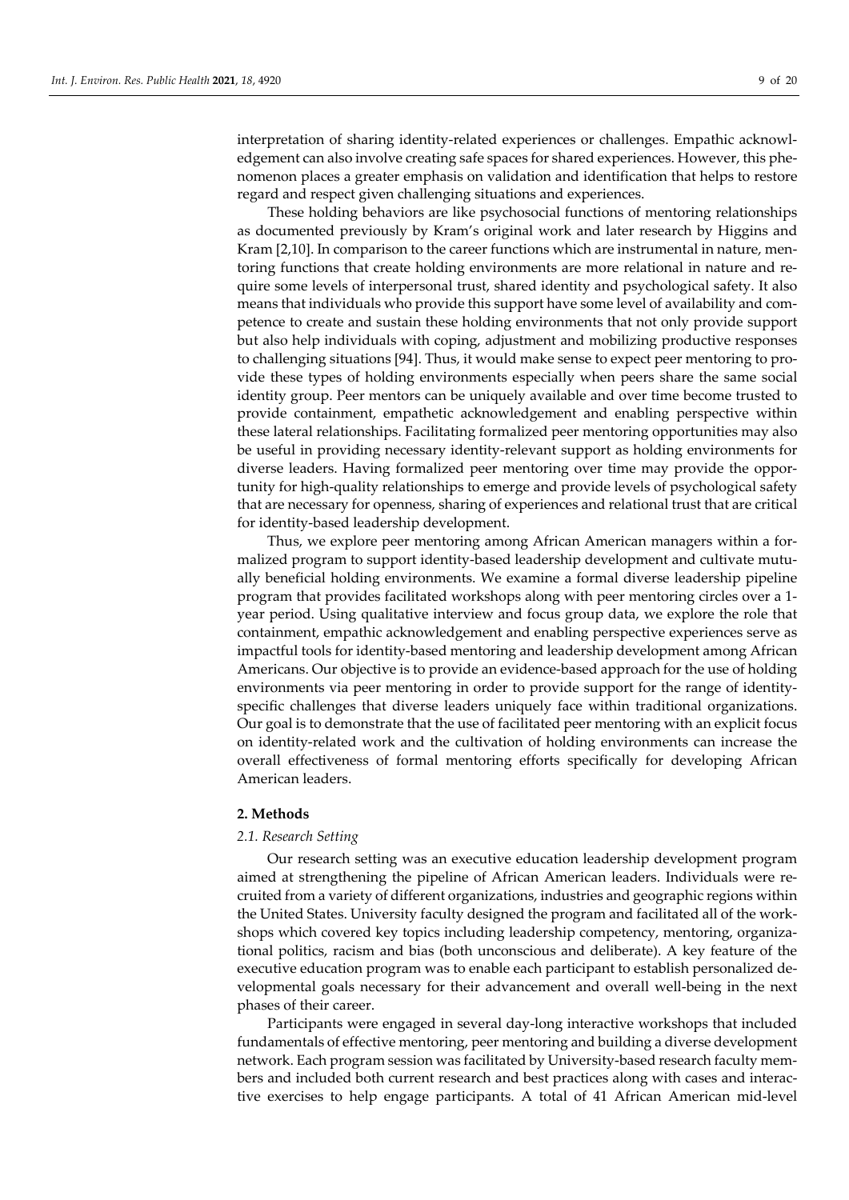interpretation of sharing identity-related experiences or challenges. Empathic acknowledgement can also involve creating safe spaces for shared experiences. However, this phenomenon places a greater emphasis on validation and identification that helps to restore regard and respect given challenging situations and experiences.

These holding behaviors are like psychosocial functions of mentoring relationships as documented previously by Kram's original work and later research by Higgins and Kram [2,10]. In comparison to the career functions which are instrumental in nature, mentoring functions that create holding environments are more relational in nature and require some levels of interpersonal trust, shared identity and psychological safety. It also means that individuals who provide this support have some level of availability and competence to create and sustain these holding environments that not only provide support but also help individuals with coping, adjustment and mobilizing productive responses to challenging situations [94]. Thus, it would make sense to expect peer mentoring to provide these types of holding environments especially when peers share the same social identity group. Peer mentors can be uniquely available and over time become trusted to provide containment, empathetic acknowledgement and enabling perspective within these lateral relationships. Facilitating formalized peer mentoring opportunities may also be useful in providing necessary identity-relevant support as holding environments for diverse leaders. Having formalized peer mentoring over time may provide the opportunity for high-quality relationships to emerge and provide levels of psychological safety that are necessary for openness, sharing of experiences and relational trust that are critical for identity-based leadership development.

Thus, we explore peer mentoring among African American managers within a formalized program to support identity-based leadership development and cultivate mutually beneficial holding environments. We examine a formal diverse leadership pipeline program that provides facilitated workshops along with peer mentoring circles over a 1-year period. Using qualitative interview and focus group data, we explore the role that containment, empathic acknowledgement and enabling perspective experiences serve as impactful tools for identity-based mentoring and leadership development among African Americans. Our objective is to provide an evidence-based approach for the use of holding environments via peer mentoring in order to provide support for the range of identity-specific challenges that diverse leaders uniquely face within traditional organizations. Our goal is to demonstrate that the use of facilitated peer mentoring with an explicit focus on identity-related work and the cultivation of holding environments can increase the overall effectiveness of formal mentoring efforts specifically for developing African American leaders.

## 2. Methods

### *2.1. Research Setting*

Our research setting was an executive education leadership development program aimed at strengthening the pipeline of African American leaders. Individuals were recruited from a variety of different organizations, industries and geographic regions within the United States. University faculty designed the program and facilitated all of the workshops which covered key topics including leadership competency, mentoring, organizational politics, racism and bias (both unconscious and deliberate). A key feature of the executive education program was to enable each participant to establish personalized developmental goals necessary for their advancement and overall well-being in the next phases of their career.

Participants were engaged in several day-long interactive workshops that included fundamentals of effective mentoring, peer mentoring and building a diverse development network. Each program session was facilitated by University-based research faculty members and included both current research and best practices along with cases and interactive exercises to help engage participants. A total of 41 African American mid-level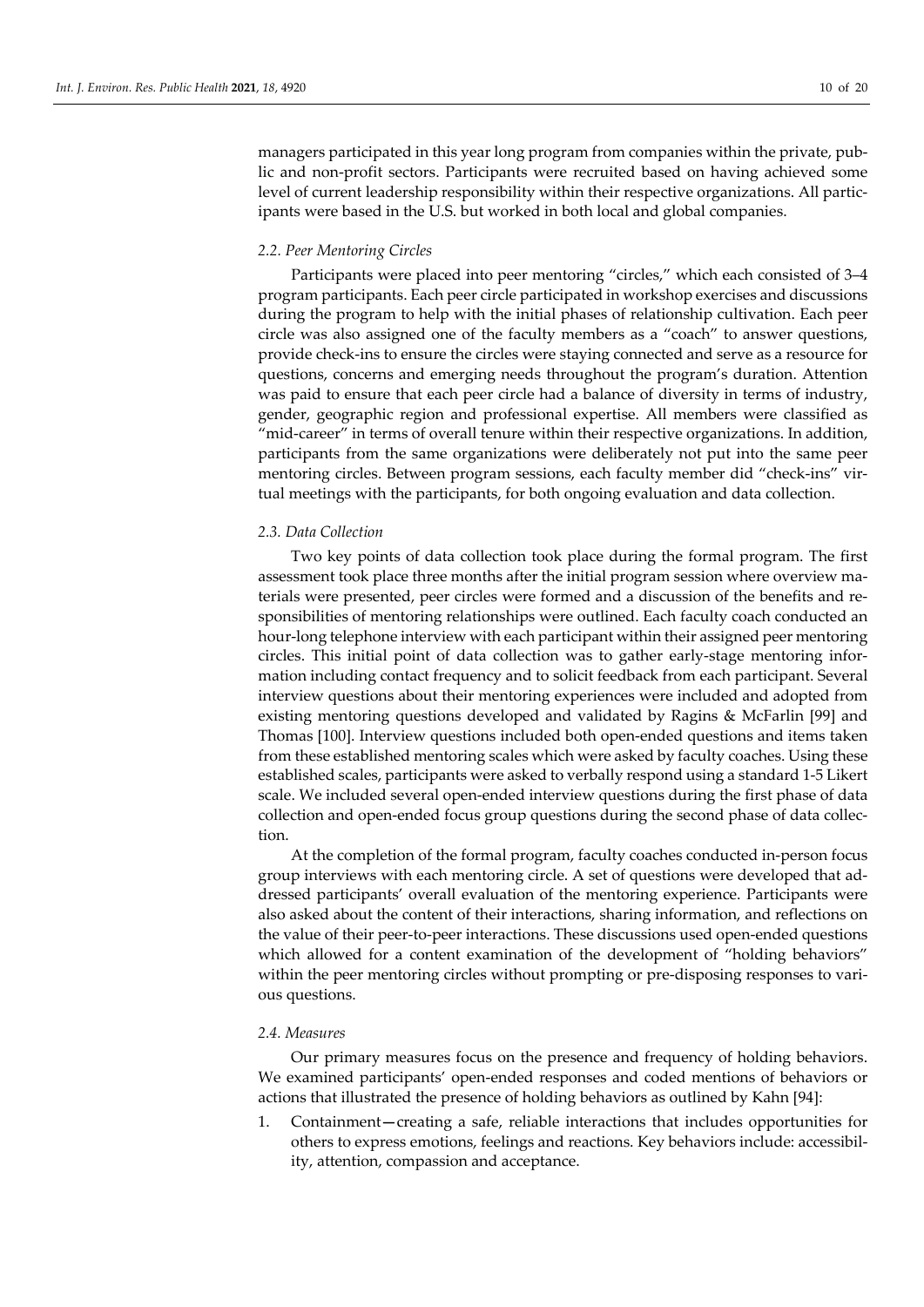managers participated in this year long program from companies within the private, public and non-profit sectors. Participants were recruited based on having achieved some level of current leadership responsibility within their respective organizations. All participants were based in the U.S. but worked in both local and global companies.

### *2.2. Peer Mentoring Circles*

Participants were placed into peer mentoring "circles," which each consisted of 3–4 program participants. Each peer circle participated in workshop exercises and discussions during the program to help with the initial phases of relationship cultivation. Each peer circle was also assigned one of the faculty members as a "coach" to answer questions, provide check-ins to ensure the circles were staying connected and serve as a resource for questions, concerns and emerging needs throughout the program's duration. Attention was paid to ensure that each peer circle had a balance of diversity in terms of industry, gender, geographic region and professional expertise. All members were classified as "mid-career" in terms of overall tenure within their respective organizations. In addition, participants from the same organizations were deliberately not put into the same peer mentoring circles. Between program sessions, each faculty member did "check-ins" virtual meetings with the participants, for both ongoing evaluation and data collection.

### *2.3. Data Collection*

Two key points of data collection took place during the formal program. The first assessment took place three months after the initial program session where overview materials were presented, peer circles were formed and a discussion of the benefits and responsibilities of mentoring relationships were outlined. Each faculty coach conducted an hour-long telephone interview with each participant within their assigned peer mentoring circles. This initial point of data collection was to gather early-stage mentoring information including contact frequency and to solicit feedback from each participant. Several interview questions about their mentoring experiences were included and adopted from existing mentoring questions developed and validated by Ragins & McFarlin [99] and Thomas [100]. Interview questions included both open-ended questions and items taken from these established mentoring scales which were asked by faculty coaches. Using these established scales, participants were asked to verbally respond using a standard 1-5 Likert scale. We included several open-ended interview questions during the first phase of data collection and open-ended focus group questions during the second phase of data collection.

At the completion of the formal program, faculty coaches conducted in-person focus group interviews with each mentoring circle. A set of questions were developed that addressed participants' overall evaluation of the mentoring experience. Participants were also asked about the content of their interactions, sharing information, and reflections on the value of their peer-to-peer interactions. These discussions used open-ended questions which allowed for a content examination of the development of "holding behaviors" within the peer mentoring circles without prompting or pre-disposing responses to various questions.

### *2.4. Measures*

Our primary measures focus on the presence and frequency of holding behaviors. We examined participants' open-ended responses and coded mentions of behaviors or actions that illustrated the presence of holding behaviors as outlined by Kahn [94]:

1. Containment—creating a safe, reliable interactions that includes opportunities for others to express emotions, feelings and reactions. Key behaviors include: accessibility, attention, compassion and acceptance.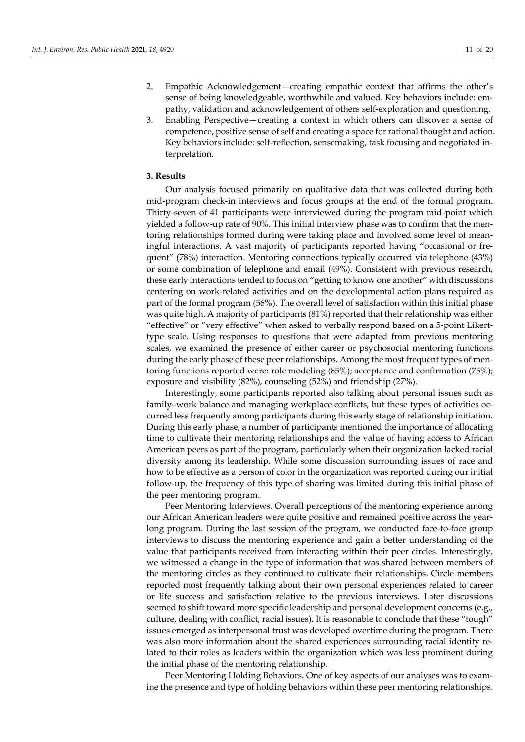2. Empathic Acknowledgement—creating empathic context that affirms the other's sense of being knowledgeable, worthwhile and valued. Key behaviors include: empathy, validation and acknowledgement of others self-exploration and questioning.
3. Enabling Perspective—creating a context in which others can discover a sense of competence, positive sense of self and creating a space for rational thought and action. Key behaviors include: self-reflection, sensemaking, task focusing and negotiated interpretation.

## 3. Results

Our analysis focused primarily on qualitative data that was collected during both mid-program check-in interviews and focus groups at the end of the formal program. Thirty-seven of 41 participants were interviewed during the program mid-point which yielded a follow-up rate of 90%. This initial interview phase was to confirm that the mentoring relationships formed during were taking place and involved some level of meaningful interactions. A vast majority of participants reported having "occasional or frequent" (78%) interaction. Mentoring connections typically occurred via telephone (43%) or some combination of telephone and email (49%). Consistent with previous research, these early interactions tended to focus on "getting to know one another" with discussions centering on work-related activities and on the developmental action plans required as part of the formal program (56%). The overall level of satisfaction within this initial phase was quite high. A majority of participants (81%) reported that their relationship was either "effective" or "very effective" when asked to verbally respond based on a 5-point Likert-type scale. Using responses to questions that were adapted from previous mentoring scales, we examined the presence of either career or psychosocial mentoring functions during the early phase of these peer relationships. Among the most frequent types of mentoring functions reported were: role modeling (85%); acceptance and confirmation (75%); exposure and visibility (82%), counseling (52%) and friendship (27%).

Interestingly, some participants reported also talking about personal issues such as family–work balance and managing workplace conflicts, but these types of activities occurred less frequently among participants during this early stage of relationship initiation. During this early phase, a number of participants mentioned the importance of allocating time to cultivate their mentoring relationships and the value of having access to African American peers as part of the program, particularly when their organization lacked racial diversity among its leadership. While some discussion surrounding issues of race and how to be effective as a person of color in the organization was reported during our initial follow-up, the frequency of this type of sharing was limited during this initial phase of the peer mentoring program.

Peer Mentoring Interviews. Overall perceptions of the mentoring experience among our African American leaders were quite positive and remained positive across the year-long program. During the last session of the program, we conducted face-to-face group interviews to discuss the mentoring experience and gain a better understanding of the value that participants received from interacting within their peer circles. Interestingly, we witnessed a change in the type of information that was shared between members of the mentoring circles as they continued to cultivate their relationships. Circle members reported most frequently talking about their own personal experiences related to career or life success and satisfaction relative to the previous interviews. Later discussions seemed to shift toward more specific leadership and personal development concerns (e.g., culture, dealing with conflict, racial issues). It is reasonable to conclude that these "tough" issues emerged as interpersonal trust was developed overtime during the program. There was also more information about the shared experiences surrounding racial identity related to their roles as leaders within the organization which was less prominent during the initial phase of the mentoring relationship.

Peer Mentoring Holding Behaviors. One of key aspects of our analyses was to examine the presence and type of holding behaviors within these peer mentoring relationships.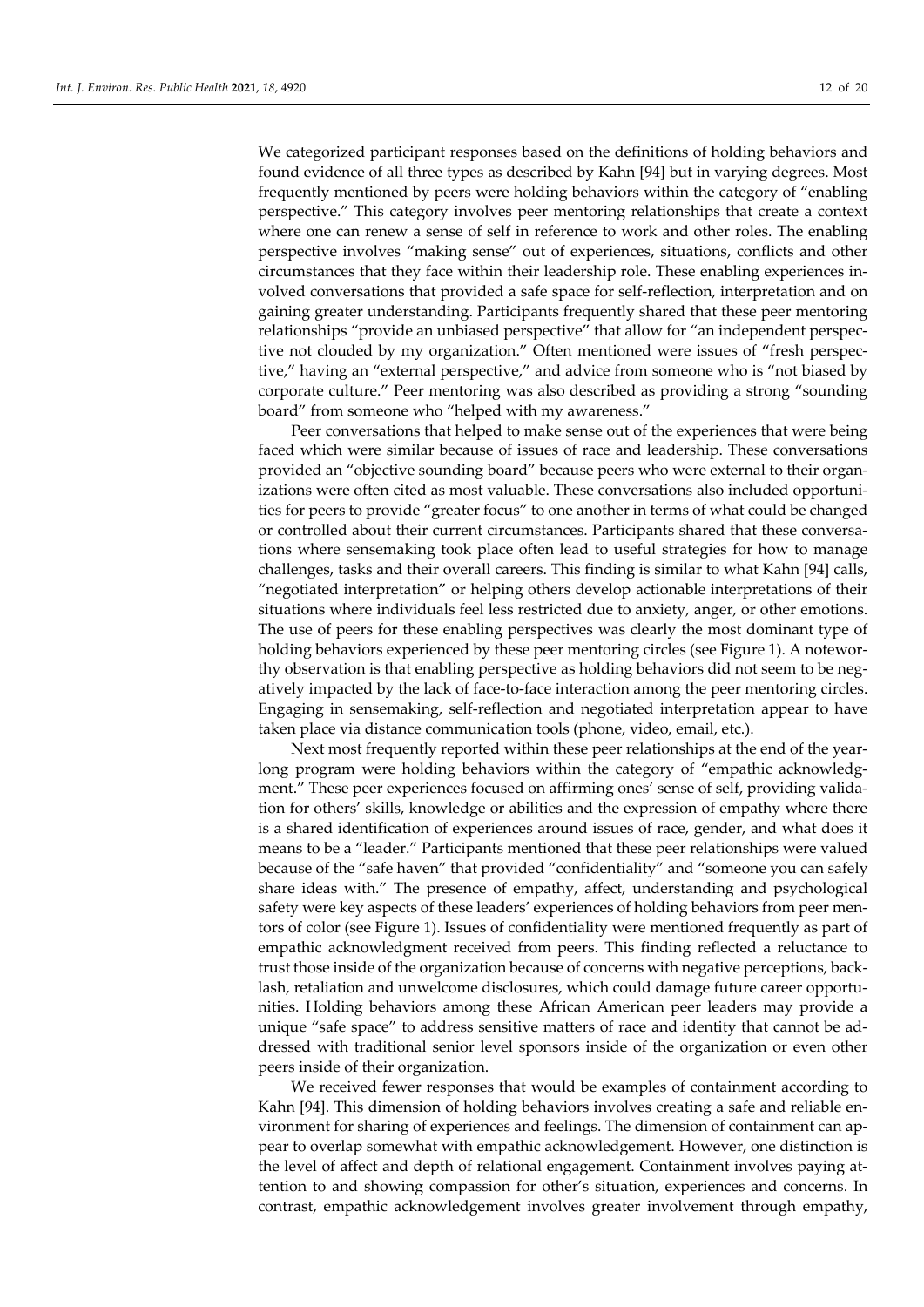We categorized participant responses based on the definitions of holding behaviors and found evidence of all three types as described by Kahn [94] but in varying degrees. Most frequently mentioned by peers were holding behaviors within the category of "enabling perspective." This category involves peer mentoring relationships that create a context where one can renew a sense of self in reference to work and other roles. The enabling perspective involves "making sense" out of experiences, situations, conflicts and other circumstances that they face within their leadership role. These enabling experiences involved conversations that provided a safe space for self-reflection, interpretation and on gaining greater understanding. Participants frequently shared that these peer mentoring relationships "provide an unbiased perspective" that allow for "an independent perspective not clouded by my organization." Often mentioned were issues of "fresh perspective," having an "external perspective," and advice from someone who is "not biased by corporate culture." Peer mentoring was also described as providing a strong "sounding board" from someone who "helped with my awareness."

Peer conversations that helped to make sense out of the experiences that were being faced which were similar because of issues of race and leadership. These conversations provided an "objective sounding board" because peers who were external to their organizations were often cited as most valuable. These conversations also included opportunities for peers to provide "greater focus" to one another in terms of what could be changed or controlled about their current circumstances. Participants shared that these conversations where sensemaking took place often lead to useful strategies for how to manage challenges, tasks and their overall careers. This finding is similar to what Kahn [94] calls, "negotiated interpretation" or helping others develop actionable interpretations of their situations where individuals feel less restricted due to anxiety, anger, or other emotions. The use of peers for these enabling perspectives was clearly the most dominant type of holding behaviors experienced by these peer mentoring circles (see Figure 1). A noteworthy observation is that enabling perspective as holding behaviors did not seem to be negatively impacted by the lack of face-to-face interaction among the peer mentoring circles. Engaging in sensemaking, self-reflection and negotiated interpretation appear to have taken place via distance communication tools (phone, video, email, etc.).

Next most frequently reported within these peer relationships at the end of the year-long program were holding behaviors within the category of "empathic acknowledgment." These peer experiences focused on affirming ones' sense of self, providing validation for others' skills, knowledge or abilities and the expression of empathy where there is a shared identification of experiences around issues of race, gender, and what does it means to be a "leader." Participants mentioned that these peer relationships were valued because of the "safe haven" that provided "confidentiality" and "someone you can safely share ideas with." The presence of empathy, affect, understanding and psychological safety were key aspects of these leaders' experiences of holding behaviors from peer mentors of color (see Figure 1). Issues of confidentiality were mentioned frequently as part of empathic acknowledgment received from peers. This finding reflected a reluctance to trust those inside of the organization because of concerns with negative perceptions, backlash, retaliation and unwelcome disclosures, which could damage future career opportunities. Holding behaviors among these African American peer leaders may provide a unique "safe space" to address sensitive matters of race and identity that cannot be addressed with traditional senior level sponsors inside of the organization or even other peers inside of their organization.

We received fewer responses that would be examples of containment according to Kahn [94]. This dimension of holding behaviors involves creating a safe and reliable environment for sharing of experiences and feelings. The dimension of containment can appear to overlap somewhat with empathic acknowledgement. However, one distinction is the level of affect and depth of relational engagement. Containment involves paying attention to and showing compassion for other's situation, experiences and concerns. In contrast, empathic acknowledgement involves greater involvement through empathy,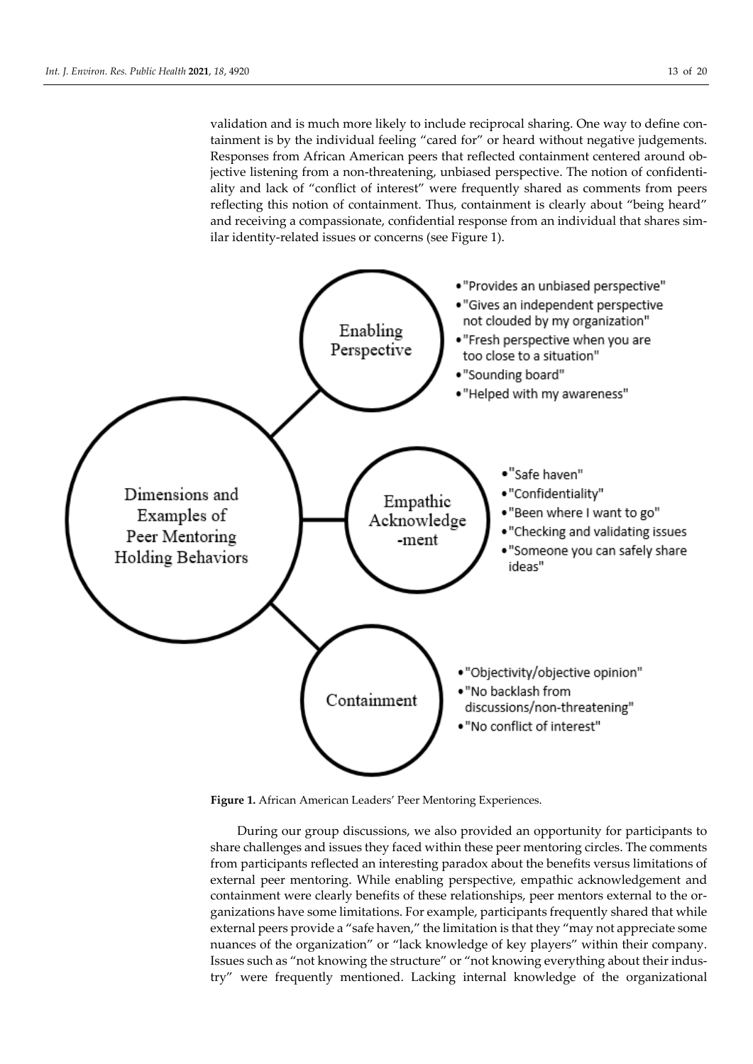validation and is much more likely to include reciprocal sharing. One way to define containment is by the individual feeling "cared for" or heard without negative judgements. Responses from African American peers that reflected containment centered around objective listening from a non-threatening, unbiased perspective. The notion of confidentiality and lack of "conflict of interest" were frequently shared as comments from peers reflecting this notion of containment. Thus, containment is clearly about "being heard" and receiving a compassionate, confidential response from an individual that shares similar identity-related issues or concerns (see Figure 1).

Dimensions and Examples of Peer Mentoring Holding Behaviors

- Enabling Perspective
  - "Provides an unbiased perspective"
  - "Gives an independent perspective not clouded by my organization"
  - "Fresh perspective when you are too close to a situation"
  - "Sounding board"
  - "Helped with my awareness"
- Empathic Acknowledge-ment
  - "Safe haven"
  - "Confidentiality"
  - "Been where I want to go"
  - "Checking and validating issues
  - "Someone you can safely share ideas"
- Containment
  - "Objectivity/objective opinion"
  - "No backlash from discussions/non-threatening"
  - "No conflict of interest"

**Figure 1.** African American Leaders' Peer Mentoring Experiences.

During our group discussions, we also provided an opportunity for participants to share challenges and issues they faced within these peer mentoring circles. The comments from participants reflected an interesting paradox about the benefits versus limitations of external peer mentoring. While enabling perspective, empathic acknowledgement and containment were clearly benefits of these relationships, peer mentors external to the organizations have some limitations. For example, participants frequently shared that while external peers provide a "safe haven," the limitation is that they "may not appreciate some nuances of the organization" or "lack knowledge of key players" within their company. Issues such as "not knowing the structure" or "not knowing everything about their industry" were frequently mentioned. Lacking internal knowledge of the organizational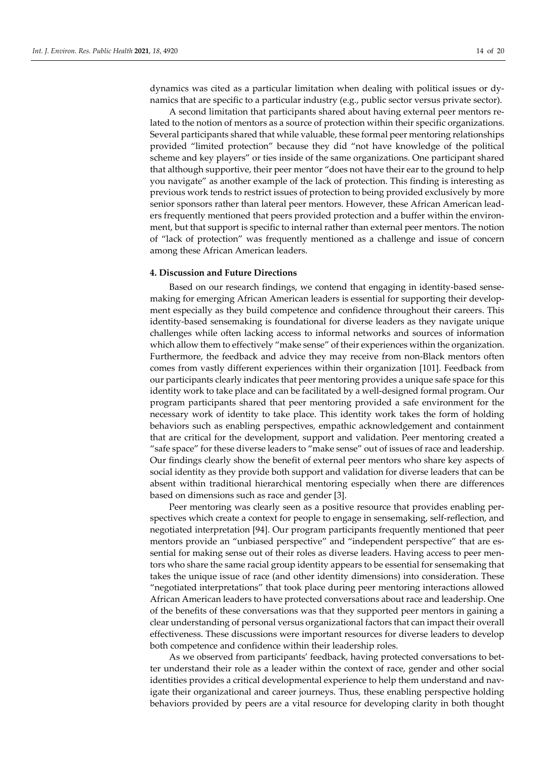dynamics was cited as a particular limitation when dealing with political issues or dynamics that are specific to a particular industry (e.g., public sector versus private sector).

A second limitation that participants shared about having external peer mentors related to the notion of mentors as a source of protection within their specific organizations. Several participants shared that while valuable, these formal peer mentoring relationships provided "limited protection" because they did "not have knowledge of the political scheme and key players" or ties inside of the same organizations. One participant shared that although supportive, their peer mentor "does not have their ear to the ground to help you navigate" as another example of the lack of protection. This finding is interesting as previous work tends to restrict issues of protection to being provided exclusively by more senior sponsors rather than lateral peer mentors. However, these African American leaders frequently mentioned that peers provided protection and a buffer within the environment, but that support is specific to internal rather than external peer mentors. The notion of "lack of protection" was frequently mentioned as a challenge and issue of concern among these African American leaders.

## 4. Discussion and Future Directions

Based on our research findings, we contend that engaging in identity-based sensemaking for emerging African American leaders is essential for supporting their development especially as they build competence and confidence throughout their careers. This identity-based sensemaking is foundational for diverse leaders as they navigate unique challenges while often lacking access to informal networks and sources of information which allow them to effectively "make sense" of their experiences within the organization. Furthermore, the feedback and advice they may receive from non-Black mentors often comes from vastly different experiences within their organization [101]. Feedback from our participants clearly indicates that peer mentoring provides a unique safe space for this identity work to take place and can be facilitated by a well-designed formal program. Our program participants shared that peer mentoring provided a safe environment for the necessary work of identity to take place. This identity work takes the form of holding behaviors such as enabling perspectives, empathic acknowledgement and containment that are critical for the development, support and validation. Peer mentoring created a "safe space" for these diverse leaders to "make sense" out of issues of race and leadership. Our findings clearly show the benefit of external peer mentors who share key aspects of social identity as they provide both support and validation for diverse leaders that can be absent within traditional hierarchical mentoring especially when there are differences based on dimensions such as race and gender [3].

Peer mentoring was clearly seen as a positive resource that provides enabling perspectives which create a context for people to engage in sensemaking, self-reflection, and negotiated interpretation [94]. Our program participants frequently mentioned that peer mentors provide an "unbiased perspective" and "independent perspective" that are essential for making sense out of their roles as diverse leaders. Having access to peer mentors who share the same racial group identity appears to be essential for sensemaking that takes the unique issue of race (and other identity dimensions) into consideration. These "negotiated interpretations" that took place during peer mentoring interactions allowed African American leaders to have protected conversations about race and leadership. One of the benefits of these conversations was that they supported peer mentors in gaining a clear understanding of personal versus organizational factors that can impact their overall effectiveness. These discussions were important resources for diverse leaders to develop both competence and confidence within their leadership roles.

As we observed from participants' feedback, having protected conversations to better understand their role as a leader within the context of race, gender and other social identities provides a critical developmental experience to help them understand and navigate their organizational and career journeys. Thus, these enabling perspective holding behaviors provided by peers are a vital resource for developing clarity in both thought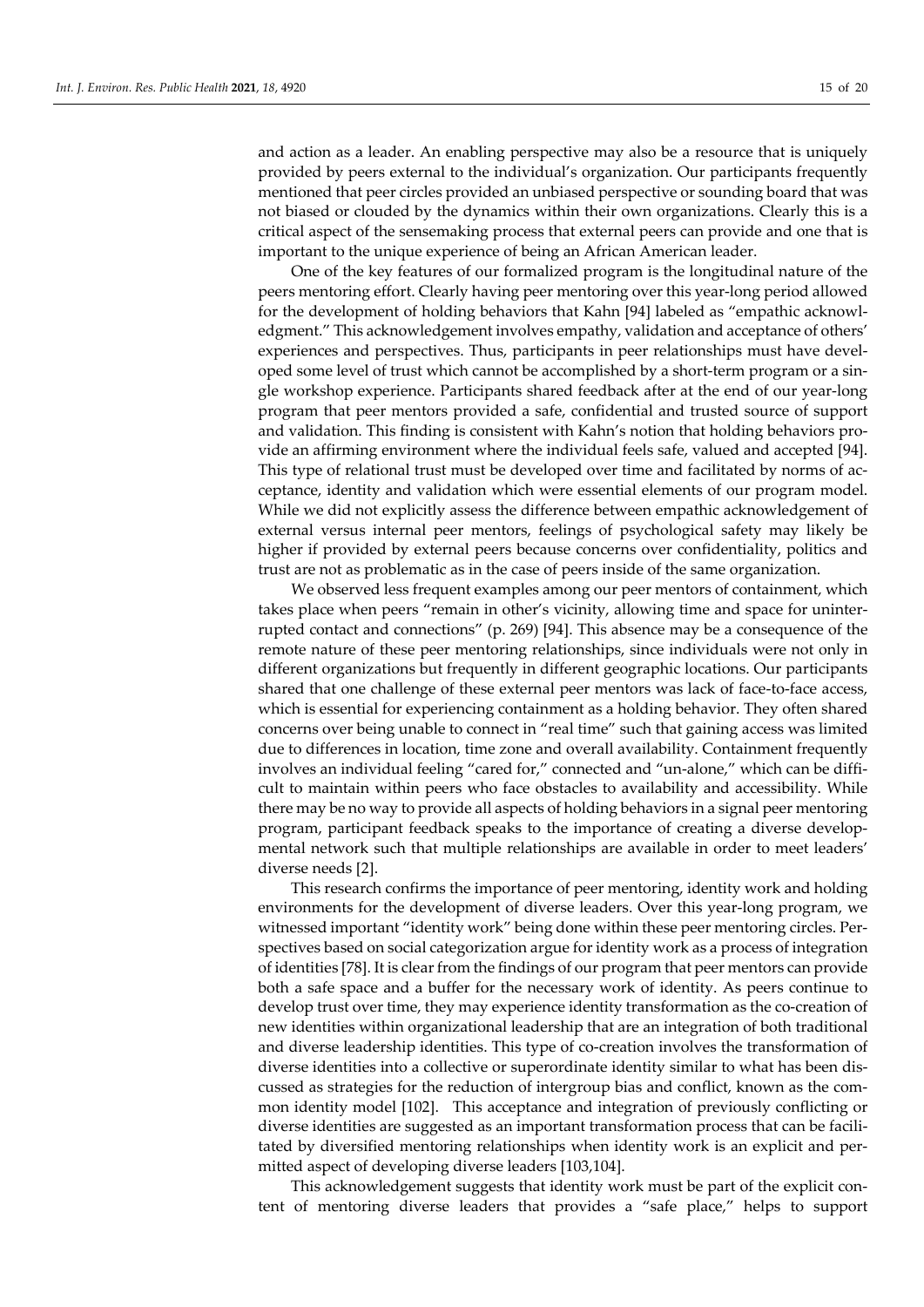and action as a leader. An enabling perspective may also be a resource that is uniquely provided by peers external to the individual's organization. Our participants frequently mentioned that peer circles provided an unbiased perspective or sounding board that was not biased or clouded by the dynamics within their own organizations. Clearly this is a critical aspect of the sensemaking process that external peers can provide and one that is important to the unique experience of being an African American leader.

One of the key features of our formalized program is the longitudinal nature of the peers mentoring effort. Clearly having peer mentoring over this year-long period allowed for the development of holding behaviors that Kahn [94] labeled as "empathic acknowledgment." This acknowledgement involves empathy, validation and acceptance of others' experiences and perspectives. Thus, participants in peer relationships must have developed some level of trust which cannot be accomplished by a short-term program or a single workshop experience. Participants shared feedback after at the end of our year-long program that peer mentors provided a safe, confidential and trusted source of support and validation. This finding is consistent with Kahn's notion that holding behaviors provide an affirming environment where the individual feels safe, valued and accepted [94]. This type of relational trust must be developed over time and facilitated by norms of acceptance, identity and validation which were essential elements of our program model. While we did not explicitly assess the difference between empathic acknowledgement of external versus internal peer mentors, feelings of psychological safety may likely be higher if provided by external peers because concerns over confidentiality, politics and trust are not as problematic as in the case of peers inside of the same organization.

We observed less frequent examples among our peer mentors of containment, which takes place when peers "remain in other's vicinity, allowing time and space for uninterrupted contact and connections" (p. 269) [94]. This absence may be a consequence of the remote nature of these peer mentoring relationships, since individuals were not only in different organizations but frequently in different geographic locations. Our participants shared that one challenge of these external peer mentors was lack of face-to-face access, which is essential for experiencing containment as a holding behavior. They often shared concerns over being unable to connect in "real time" such that gaining access was limited due to differences in location, time zone and overall availability. Containment frequently involves an individual feeling "cared for," connected and "un-alone," which can be difficult to maintain within peers who face obstacles to availability and accessibility. While there may be no way to provide all aspects of holding behaviors in a signal peer mentoring program, participant feedback speaks to the importance of creating a diverse developmental network such that multiple relationships are available in order to meet leaders' diverse needs [2].

This research confirms the importance of peer mentoring, identity work and holding environments for the development of diverse leaders. Over this year-long program, we witnessed important "identity work" being done within these peer mentoring circles. Perspectives based on social categorization argue for identity work as a process of integration of identities [78]. It is clear from the findings of our program that peer mentors can provide both a safe space and a buffer for the necessary work of identity. As peers continue to develop trust over time, they may experience identity transformation as the co-creation of new identities within organizational leadership that are an integration of both traditional and diverse leadership identities. This type of co-creation involves the transformation of diverse identities into a collective or superordinate identity similar to what has been discussed as strategies for the reduction of intergroup bias and conflict, known as the common identity model [102]. This acceptance and integration of previously conflicting or diverse identities are suggested as an important transformation process that can be facilitated by diversified mentoring relationships when identity work is an explicit and permitted aspect of developing diverse leaders [103,104].

This acknowledgement suggests that identity work must be part of the explicit content of mentoring diverse leaders that provides a "safe place," helps to support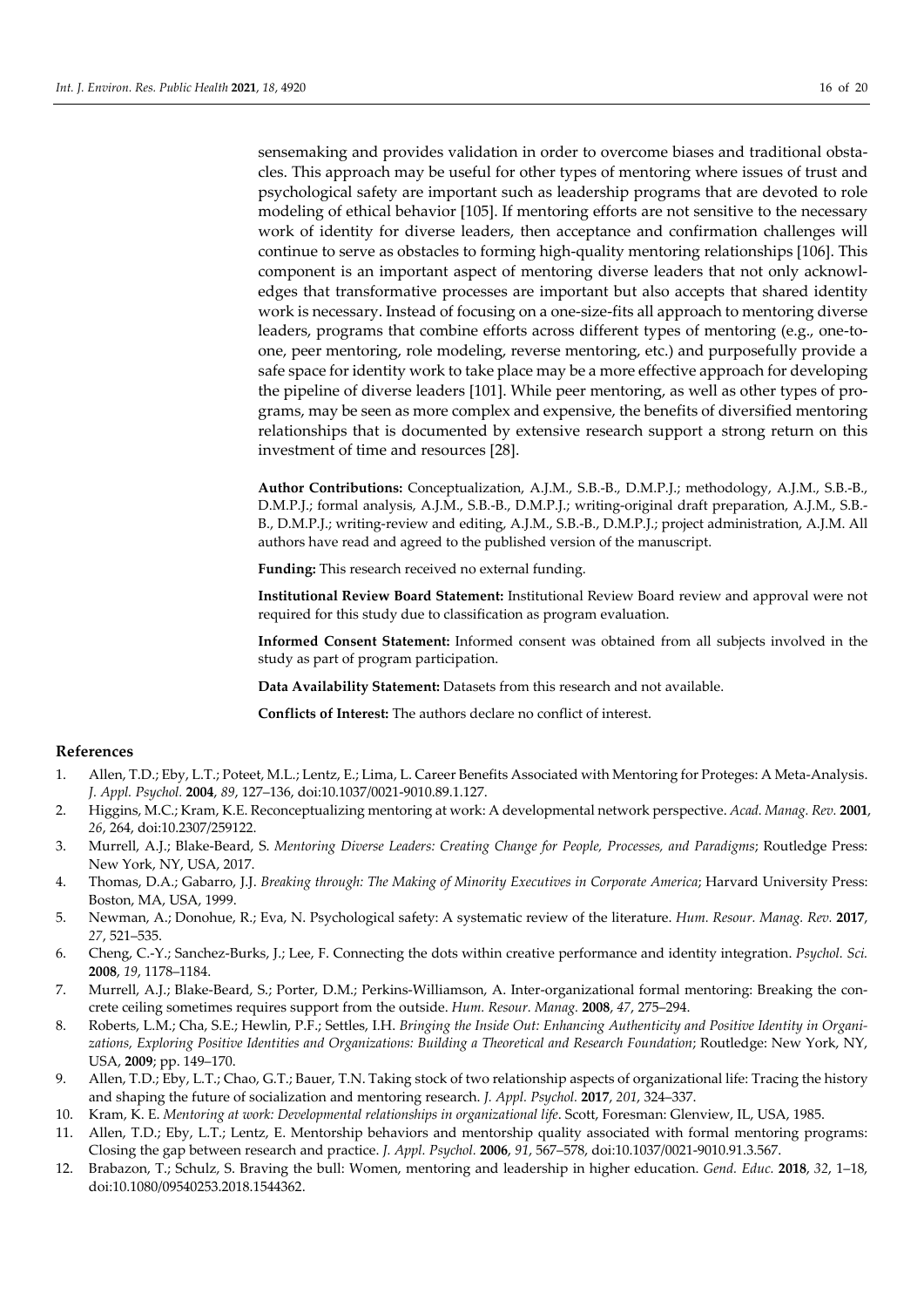sensemaking and provides validation in order to overcome biases and traditional obstacles. This approach may be useful for other types of mentoring where issues of trust and psychological safety are important such as leadership programs that are devoted to role modeling of ethical behavior [105]. If mentoring efforts are not sensitive to the necessary work of identity for diverse leaders, then acceptance and confirmation challenges will continue to serve as obstacles to forming high-quality mentoring relationships [106]. This component is an important aspect of mentoring diverse leaders that not only acknowledges that transformative processes are important but also accepts that shared identity work is necessary. Instead of focusing on a one-size-fits all approach to mentoring diverse leaders, programs that combine efforts across different types of mentoring (e.g., one-to-one, peer mentoring, role modeling, reverse mentoring, etc.) and purposefully provide a safe space for identity work to take place may be a more effective approach for developing the pipeline of diverse leaders [101]. While peer mentoring, as well as other types of programs, may be seen as more complex and expensive, the benefits of diversified mentoring relationships that is documented by extensive research support a strong return on this investment of time and resources [28].

**Author Contributions:** Conceptualization, A.J.M., S.B.-B., D.M.P.J.; methodology, A.J.M., S.B.-B., D.M.P.J.; formal analysis, A.J.M., S.B.-B., D.M.P.J.; writing-original draft preparation, A.J.M., S.B.-B., D.M.P.J.; writing-review and editing, A.J.M., S.B.-B., D.M.P.J.; project administration, A.J.M. All authors have read and agreed to the published version of the manuscript.

**Funding:** This research received no external funding.

**Institutional Review Board Statement:** Institutional Review Board review and approval were not required for this study due to classification as program evaluation.

**Informed Consent Statement:** Informed consent was obtained from all subjects involved in the study as part of program participation.

**Data Availability Statement:** Datasets from this research and not available.

**Conflicts of Interest:** The authors declare no conflict of interest.

## References

1. Allen, T.D.; Eby, L.T.; Poteet, M.L.; Lentz, E.; Lima, L. Career Benefits Associated with Mentoring for Proteges: A Meta-Analysis. *J. Appl. Psychol.* **2004**, *89*, 127–136, doi:10.1037/0021-9010.89.1.127.
2. Higgins, M.C.; Kram, K.E. Reconceptualizing mentoring at work: A developmental network perspective. *Acad. Manag. Rev.* **2001**, *26*, 264, doi:10.2307/259122.
3. Murrell, A.J.; Blake-Beard, S. *Mentoring Diverse Leaders: Creating Change for People, Processes, and Paradigms*; Routledge Press: New York, NY, USA, 2017.
4. Thomas, D.A.; Gabarro, J.J. *Breaking through: The Making of Minority Executives in Corporate America*; Harvard University Press: Boston, MA, USA, 1999.
5. Newman, A.; Donohue, R.; Eva, N. Psychological safety: A systematic review of the literature. *Hum. Resour. Manag. Rev.* **2017**, *27*, 521–535.
6. Cheng, C.-Y.; Sanchez-Burks, J.; Lee, F. Connecting the dots within creative performance and identity integration. *Psychol. Sci.* **2008**, *19*, 1178–1184.
7. Murrell, A.J.; Blake-Beard, S.; Porter, D.M.; Perkins-Williamson, A. Inter-organizational formal mentoring: Breaking the concrete ceiling sometimes requires support from the outside. *Hum. Resour. Manag.* **2008**, *47*, 275–294.
8. Roberts, L.M.; Cha, S.E.; Hewlin, P.F.; Settles, I.H. *Bringing the Inside Out: Enhancing Authenticity and Positive Identity in Organizations, Exploring Positive Identities and Organizations: Building a Theoretical and Research Foundation*; Routledge: New York, NY, USA, **2009**; pp. 149–170.
9. Allen, T.D.; Eby, L.T.; Chao, G.T.; Bauer, T.N. Taking stock of two relationship aspects of organizational life: Tracing the history and shaping the future of socialization and mentoring research. *J. Appl. Psychol.* **2017**, *201*, 324–337.
10. Kram, K. E. *Mentoring at work: Developmental relationships in organizational life*. Scott, Foresman: Glenview, IL, USA, 1985.
11. Allen, T.D.; Eby, L.T.; Lentz, E. Mentorship behaviors and mentorship quality associated with formal mentoring programs: Closing the gap between research and practice. *J. Appl. Psychol.* **2006**, *91*, 567–578, doi:10.1037/0021-9010.91.3.567.
12. Brabazon, T.; Schulz, S. Braving the bull: Women, mentoring and leadership in higher education. *Gend. Educ.* **2018**, *32*, 1–18, doi:10.1080/09540253.2018.1544362.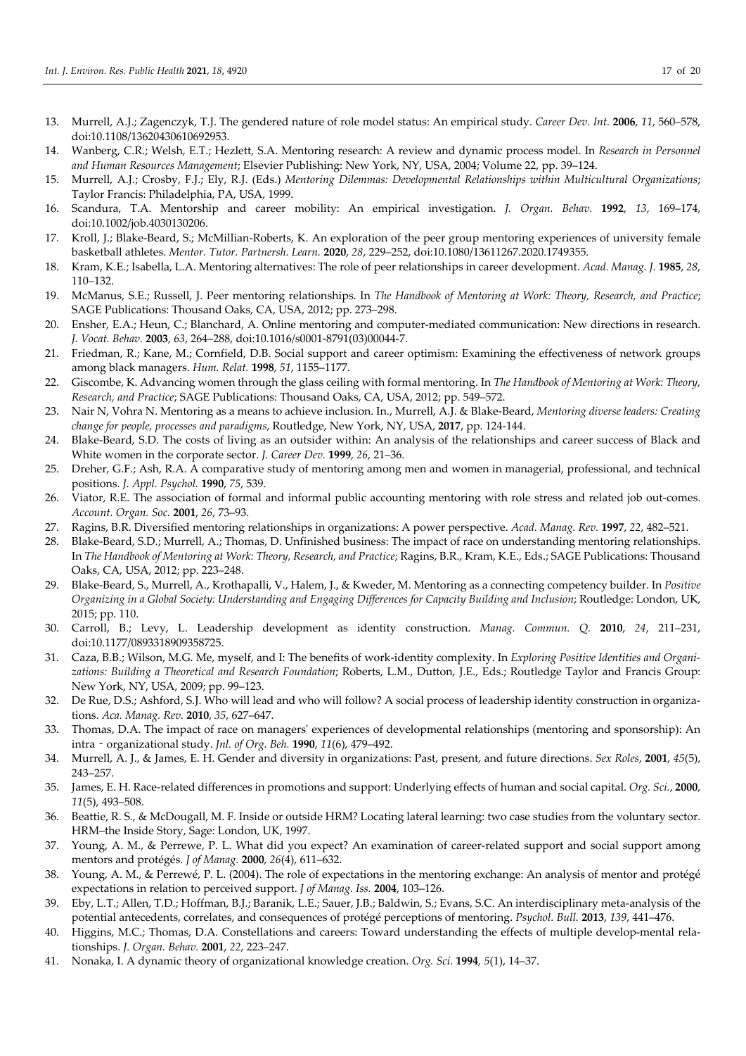13. Murrell, A.J.; Zagenczyk, T.J. The gendered nature of role model status: An empirical study. *Career Dev. Int.* **2006**, *11*, 560–578, doi:10.1108/13620430610692953.
14. Wanberg, C.R.; Welsh, E.T.; Hezlett, S.A. Mentoring research: A review and dynamic process model. In *Research in Personnel and Human Resources Management*; Elsevier Publishing: New York, NY, USA, 2004; Volume 22, pp. 39–124.
15. Murrell, A.J.; Crosby, F.J.; Ely, R.J. (Eds.) *Mentoring Dilemmas: Developmental Relationships within Multicultural Organizations*; Taylor Francis: Philadelphia, PA, USA, 1999.
16. Scandura, T.A. Mentorship and career mobility: An empirical investigation. *J. Organ. Behav.* **1992**, *13*, 169–174, doi:10.1002/job.4030130206.
17. Kroll, J.; Blake-Beard, S.; McMillian-Roberts, K. An exploration of the peer group mentoring experiences of university female basketball athletes. *Mentor. Tutor. Partnersh. Learn.* **2020**, *28*, 229–252, doi:10.1080/13611267.2020.1749355.
18. Kram, K.E.; Isabella, L.A. Mentoring alternatives: The role of peer relationships in career development. *Acad. Manag. J.* **1985**, *28*, 110–132.
19. McManus, S.E.; Russell, J. Peer mentoring relationships. In *The Handbook of Mentoring at Work: Theory, Research, and Practice*; SAGE Publications: Thousand Oaks, CA, USA, 2012; pp. 273–298.
20. Ensher, E.A.; Heun, C.; Blanchard, A. Online mentoring and computer-mediated communication: New directions in research. *J. Vocat. Behav.* **2003**, *63*, 264–288, doi:10.1016/s0001-8791(03)00044-7.
21. Friedman, R.; Kane, M.; Cornfield, D.B. Social support and career optimism: Examining the effectiveness of network groups among black managers. *Hum. Relat.* **1998**, *51*, 1155–1177.
22. Giscombe, K. Advancing women through the glass ceiling with formal mentoring. In *The Handbook of Mentoring at Work: Theory, Research, and Practice*; SAGE Publications: Thousand Oaks, CA, USA, 2012; pp. 549–572.
23. Nair N, Vohra N. Mentoring as a means to achieve inclusion. In., Murrell, A.J. & Blake-Beard, *Mentoring diverse leaders: Creating change for people, processes and paradigms*, Routledge, New York, NY, USA, **2017**, pp. 124-144.
24. Blake-Beard, S.D. The costs of living as an outsider within: An analysis of the relationships and career success of Black and White women in the corporate sector. *J. Career Dev.* **1999**, *26*, 21–36.
25. Dreher, G.F.; Ash, R.A. A comparative study of mentoring among men and women in managerial, professional, and technical positions. *J. Appl. Psychol.* **1990**, *75*, 539.
26. Viator, R.E. The association of formal and informal public accounting mentoring with role stress and related job out-comes. *Account. Organ. Soc.* **2001**, *26*, 73–93.
27. Ragins, B.R. Diversified mentoring relationships in organizations: A power perspective. *Acad. Manag. Rev.* **1997**, *22*, 482–521.
28. Blake-Beard, S.D.; Murrell, A.; Thomas, D. Unfinished business: The impact of race on understanding mentoring relationships. In *The Handbook of Mentoring at Work: Theory, Research, and Practice*; Ragins, B.R., Kram, K.E., Eds.; SAGE Publications: Thousand Oaks, CA, USA, 2012; pp. 223–248.
29. Blake-Beard, S., Murrell, A., Krothapalli, V., Halem, J., & Kweder, M. Mentoring as a connecting competency builder. In *Positive Organizing in a Global Society: Understanding and Engaging Differences for Capacity Building and Inclusion*; Routledge: London, UK, 2015; pp. 110.
30. Carroll, B.; Levy, L. Leadership development as identity construction. *Manag. Commun. Q.* **2010**, *24*, 211–231, doi:10.1177/0893318909358725.
31. Caza, B.B.; Wilson, M.G. Me, myself, and I: The benefits of work-identity complexity. In *Exploring Positive Identities and Organizations: Building a Theoretical and Research Foundation*; Roberts, L.M., Dutton, J.E., Eds.; Routledge Taylor and Francis Group: New York, NY, USA, 2009; pp. 99–123.
32. De Rue, D.S.; Ashford, S.J. Who will lead and who will follow? A social process of leadership identity construction in organizations. *Aca. Manag. Rev.* **2010**, *35*, 627–647.
33. Thomas, D.A. The impact of race on managers' experiences of developmental relationships (mentoring and sponsorship): An intra‐organizational study. *Jnl. of Org. Beh.* **1990**, *11*(6), 479–492.
34. Murrell, A. J., & James, E. H. Gender and diversity in organizations: Past, present, and future directions. *Sex Roles*, **2001**, *45*(5), 243–257.
35. James, E. H. Race-related differences in promotions and support: Underlying effects of human and social capital. *Org. Sci.*, **2000**, *11*(5), 493–508.
36. Beattie, R. S., & McDougall, M. F. Inside or outside HRM? Locating lateral learning: two case studies from the voluntary sector. HRM–the Inside Story, Sage: London, UK, 1997.
37. Young, A. M., & Perrewe, P. L. What did you expect? An examination of career-related support and social support among mentors and protégés. *J of Manag.* **2000**, *26*(4), 611–632.
38. Young, A. M., & Perrewé, P. L. (2004). The role of expectations in the mentoring exchange: An analysis of mentor and protégé expectations in relation to perceived support. *J of Manag. Iss.* **2004**, 103–126.
39. Eby, L.T.; Allen, T.D.; Hoffman, B.J.; Baranik, L.E.; Sauer, J.B.; Baldwin, S.; Evans, S.C. An interdisciplinary meta-analysis of the potential antecedents, correlates, and consequences of protégé perceptions of mentoring. *Psychol. Bull.* **2013**, *139*, 441–476.
40. Higgins, M.C.; Thomas, D.A. Constellations and careers: Toward understanding the effects of multiple develop-mental relationships. *J. Organ. Behav.* **2001**, *22*, 223–247.
41. Nonaka, I. A dynamic theory of organizational knowledge creation. *Org. Sci.* **1994**, *5*(1), 14–37.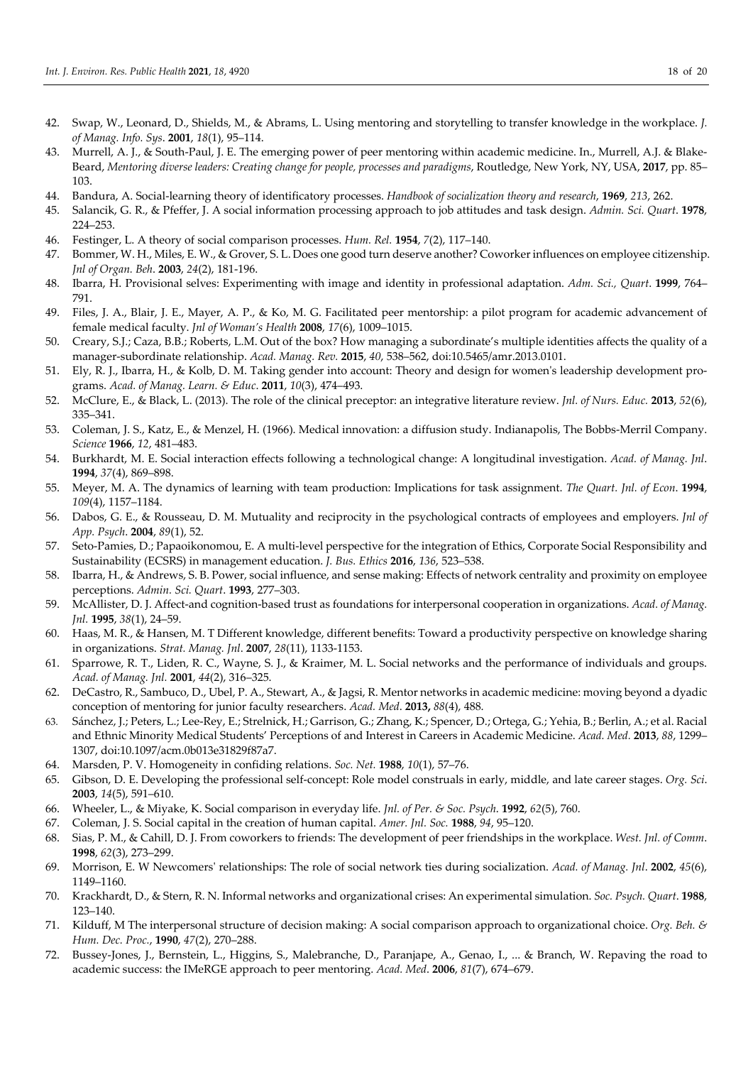42. Swap, W., Leonard, D., Shields, M., & Abrams, L. Using mentoring and storytelling to transfer knowledge in the workplace. *J. of Manag. Info. Sys*. **2001**, *18*(1), 95–114.
43. Murrell, A. J., & South-Paul, J. E. The emerging power of peer mentoring within academic medicine. In., Murrell, A.J. & Blake-Beard, *Mentoring diverse leaders: Creating change for people, processes and paradigms*, Routledge, New York, NY, USA, **2017**, pp. 85–103.
44. Bandura, A. Social-learning theory of identificatory processes. *Handbook of socialization theory and research*, **1969**, *213*, 262.
45. Salancik, G. R., & Pfeffer, J. A social information processing approach to job attitudes and task design. *Admin. Sci. Quart*. **1978**, 224–253.
46. Festinger, L. A theory of social comparison processes. *Hum. Rel.* **1954**, *7*(2), 117–140.
47. Bommer, W. H., Miles, E. W., & Grover, S. L. Does one good turn deserve another? Coworker influences on employee citizenship. *Jnl of Organ. Beh*. **2003**, *24*(2), 181-196.
48. Ibarra, H. Provisional selves: Experimenting with image and identity in professional adaptation. *Adm. Sci., Quart*. **1999**, 764–791.
49. Files, J. A., Blair, J. E., Mayer, A. P., & Ko, M. G. Facilitated peer mentorship: a pilot program for academic advancement of female medical faculty. *Jnl of Woman's Health* **2008**, *17*(6), 1009–1015.
50. Creary, S.J.; Caza, B.B.; Roberts, L.M. Out of the box? How managing a subordinate's multiple identities affects the quality of a manager-subordinate relationship. *Acad. Manag. Rev.* **2015**, *40*, 538–562, doi:10.5465/amr.2013.0101.
51. Ely, R. J., Ibarra, H., & Kolb, D. M. Taking gender into account: Theory and design for women's leadership development programs. *Acad. of Manag. Learn. & Educ*. **2011**, *10*(3), 474–493.
52. McClure, E., & Black, L. (2013). The role of the clinical preceptor: an integrative literature review. *Jnl. of Nurs. Educ.* **2013**, *52*(6), 335–341.
53. Coleman, J. S., Katz, E., & Menzel, H. (1966). Medical innovation: a diffusion study. Indianapolis, The Bobbs-Merril Company. *Science* **1966**, *12*, 481–483.
54. Burkhardt, M. E. Social interaction effects following a technological change: A longitudinal investigation. *Acad. of Manag. Jnl*. **1994**, *37*(4), 869–898.
55. Meyer, M. A. The dynamics of learning with team production: Implications for task assignment. *The Quart. Jnl. of Econ*. **1994**, *109*(4), 1157–1184.
56. Dabos, G. E., & Rousseau, D. M. Mutuality and reciprocity in the psychological contracts of employees and employers. *Jnl of App. Psych*. **2004**, *89*(1), 52.
57. Seto-Pamies, D.; Papaoikonomou, E. A multi-level perspective for the integration of Ethics, Corporate Social Responsibility and Sustainability (ECSRS) in management education. *J. Bus. Ethics* **2016**, *136*, 523–538.
58. Ibarra, H., & Andrews, S. B. Power, social influence, and sense making: Effects of network centrality and proximity on employee perceptions. *Admin. Sci. Quart*. **1993**, 277–303.
59. McAllister, D. J. Affect-and cognition-based trust as foundations for interpersonal cooperation in organizations. *Acad. of Manag. Jnl.* **1995**, *38*(1), 24–59.
60. Haas, M. R., & Hansen, M. T Different knowledge, different benefits: Toward a productivity perspective on knowledge sharing in organizations. *Strat. Manag. Jnl*. **2007**, *28*(11), 1133-1153.
61. Sparrowe, R. T., Liden, R. C., Wayne, S. J., & Kraimer, M. L. Social networks and the performance of individuals and groups. *Acad. of Manag. Jnl.* **2001**, *44*(2), 316–325.
62. DeCastro, R., Sambuco, D., Ubel, P. A., Stewart, A., & Jagsi, R. Mentor networks in academic medicine: moving beyond a dyadic conception of mentoring for junior faculty researchers. *Acad. Med*. **2013,** *88*(4), 488.
63. Sánchez, J.; Peters, L.; Lee-Rey, E.; Strelnick, H.; Garrison, G.; Zhang, K.; Spencer, D.; Ortega, G.; Yehia, B.; Berlin, A.; et al. Racial and Ethnic Minority Medical Students' Perceptions of and Interest in Careers in Academic Medicine. *Acad. Med.* **2013**, *88*, 1299–1307, doi:10.1097/acm.0b013e31829f87a7.
64. Marsden, P. V. Homogeneity in confiding relations. *Soc. Net.* **1988**, *10*(1), 57–76.
65. Gibson, D. E. Developing the professional self-concept: Role model construals in early, middle, and late career stages. *Org. Sci*. **2003**, *14*(5), 591–610.
66. Wheeler, L., & Miyake, K. Social comparison in everyday life. *Jnl. of Per. & Soc. Psych*. **1992**, *62*(5), 760.
67. Coleman, J. S. Social capital in the creation of human capital. *Amer. Jnl. Soc.* **1988**, *94*, 95–120.
68. Sias, P. M., & Cahill, D. J. From coworkers to friends: The development of peer friendships in the workplace. *West. Jnl. of Comm*. **1998**, *62*(3), 273–299.
69. Morrison, E. W Newcomers' relationships: The role of social network ties during socialization. *Acad. of Manag. Jnl*. **2002**, *45*(6), 1149–1160.
70. Krackhardt, D., & Stern, R. N. Informal networks and organizational crises: An experimental simulation. *Soc. Psych. Quart*. **1988**, 123–140.
71. Kilduff, M The interpersonal structure of decision making: A social comparison approach to organizational choice. *Org. Beh. & Hum. Dec. Proc.*, **1990**, *47*(2), 270–288.
72. Bussey-Jones, J., Bernstein, L., Higgins, S., Malebranche, D., Paranjape, A., Genao, I., ... & Branch, W. Repaving the road to academic success: the IMeRGE approach to peer mentoring. *Acad. Med*. **2006**, *81*(7), 674–679.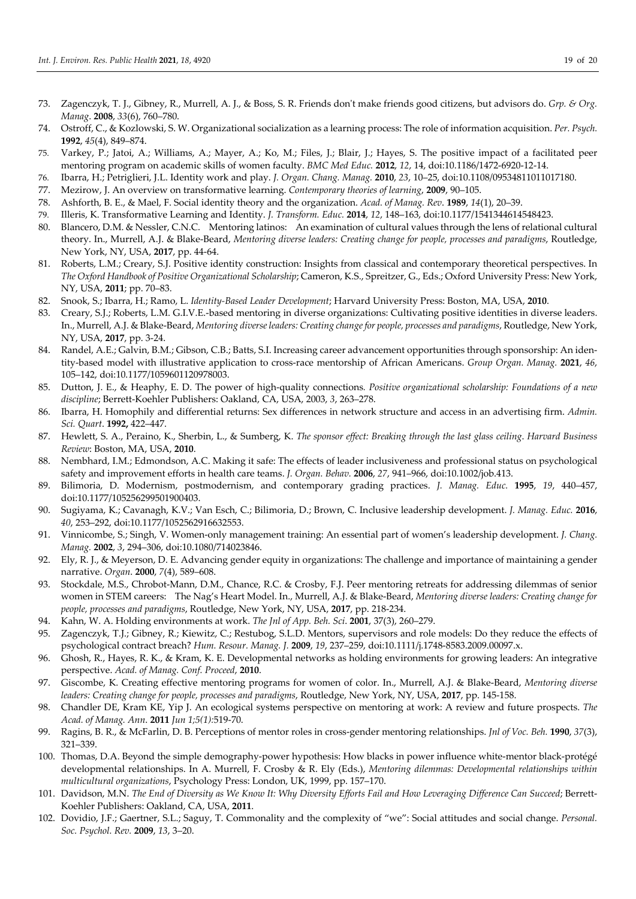73. Zagenczyk, T. J., Gibney, R., Murrell, A. J., & Boss, S. R. Friends don't make friends good citizens, but advisors do. *Grp. & Org. Manag.* **2008**, *33*(6), 760–780.
74. Ostroff, C., & Kozlowski, S. W. Organizational socialization as a learning process: The role of information acquisition. *Per. Psych.* **1992**, *45*(4), 849–874.
75. Varkey, P.; Jatoi, A.; Williams, A.; Mayer, A.; Ko, M.; Files, J.; Blair, J.; Hayes, S. The positive impact of a facilitated peer mentoring program on academic skills of women faculty. *BMC Med Educ.* **2012**, *12*, 14, doi:10.1186/1472-6920-12-14.
76. Ibarra, H.; Petriglieri, J.L. Identity work and play. *J. Organ. Chang. Manag.* **2010**, *23*, 10–25, doi:10.1108/09534811011017180.
77. Mezirow, J. An overview on transformative learning. *Contemporary theories of learning*, **2009**, 90–105.
78. Ashforth, B. E., & Mael, F. Social identity theory and the organization. *Acad. of Manag. Rev*. **1989**, *14*(1), 20–39.
79. Illeris, K. Transformative Learning and Identity. *J. Transform. Educ.* **2014**, *12*, 148–163, doi:10.1177/1541344614548423.
80. Blancero, D.M. & Nessler, C.N.C. Mentoring latinos: An examination of cultural values through the lens of relational cultural theory. In., Murrell, A.J. & Blake-Beard, *Mentoring diverse leaders: Creating change for people, processes and paradigms*, Routledge, New York, NY, USA, **2017**, pp. 44-64.
81. Roberts, L.M.; Creary, S.J. Positive identity construction: Insights from classical and contemporary theoretical perspectives. In *The Oxford Handbook of Positive Organizational Scholarship*; Cameron, K.S., Spreitzer, G., Eds.; Oxford University Press: New York, NY, USA, **2011**; pp. 70–83.
82. Snook, S.; Ibarra, H.; Ramo, L. *Identity-Based Leader Development*; Harvard University Press: Boston, MA, USA, **2010**.
83. Creary, S.J.; Roberts, L.M. G.I.V.E.-based mentoring in diverse organizations: Cultivating positive identities in diverse leaders. In., Murrell, A.J. & Blake-Beard, *Mentoring diverse leaders: Creating change for people, processes and paradigms*, Routledge, New York, NY, USA, **2017**, pp. 3-24.
84. Randel, A.E.; Galvin, B.M.; Gibson, C.B.; Batts, S.I. Increasing career advancement opportunities through sponsorship: An identity-based model with illustrative application to cross-race mentorship of African Americans. *Group Organ. Manag.* **2021**, *46*, 105–142, doi:10.1177/1059601120978003.
85. Dutton, J. E., & Heaphy, E. D. The power of high-quality connections*. Positive organizational scholarship: Foundations of a new discipline*; Berrett-Koehler Publishers: Oakland, CA, USA, 2003, *3*, 263–278.
86. Ibarra, H. Homophily and differential returns: Sex differences in network structure and access in an advertising firm. *Admin. Sci. Quart*. **1992,** 422–447.
87. Hewlett, S. A., Peraino, K., Sherbin, L., & Sumberg, K. *The sponsor effect: Breaking through the last glass ceiling*. *Harvard Business Review*: Boston, MA, USA, **2010**.
88. Nembhard, I.M.; Edmondson, A.C. Making it safe: The effects of leader inclusiveness and professional status on psychological safety and improvement efforts in health care teams. *J. Organ. Behav.* **2006**, *27*, 941–966, doi:10.1002/job.413.
89. Bilimoria, D. Modernism, postmodernism, and contemporary grading practices. *J. Manag. Educ.* **1995**, *19*, 440–457, doi:10.1177/105256299501900403.
90. Sugiyama, K.; Cavanagh, K.V.; Van Esch, C.; Bilimoria, D.; Brown, C. Inclusive leadership development. *J. Manag. Educ.* **2016**, *40*, 253–292, doi:10.1177/1052562916632553.
91. Vinnicombe, S.; Singh, V. Women-only management training: An essential part of women's leadership development. *J. Chang. Manag.* **2002**, *3*, 294–306, doi:10.1080/714023846.
92. Ely, R. J., & Meyerson, D. E. Advancing gender equity in organizations: The challenge and importance of maintaining a gender narrative. *Organ*. **2000**, *7*(4), 589–608.
93. Stockdale, M.S., Chrobot-Mann, D.M., Chance, R.C. & Crosby, F.J. Peer mentoring retreats for addressing dilemmas of senior women in STEM careers: The Nag's Heart Model. In., Murrell, A.J. & Blake-Beard, *Mentoring diverse leaders: Creating change for people, processes and paradigms*, Routledge, New York, NY, USA, **2017**, pp. 218-234.
94. Kahn, W. A. Holding environments at work. *The Jnl of App. Beh. Sci*. **2001**, 37(3), 260–279.
95. Zagenczyk, T.J.; Gibney, R.; Kiewitz, C.; Restubog, S.L.D. Mentors, supervisors and role models: Do they reduce the effects of psychological contract breach? *Hum. Resour. Manag. J.* **2009**, *19*, 237–259, doi:10.1111/j.1748-8583.2009.00097.x.
96. Ghosh, R., Hayes, R. K., & Kram, K. E. Developmental networks as holding environments for growing leaders: An integrative perspective. *Acad. of Manag. Conf. Proceed*, **2010**.
97. Giscombe, K. Creating effective mentoring programs for women of color. In., Murrell, A.J. & Blake-Beard, *Mentoring diverse leaders: Creating change for people, processes and paradigms*, Routledge, New York, NY, USA, **2017**, pp. 145-158.
98. Chandler DE, Kram KE, Yip J. An ecological systems perspective on mentoring at work: A review and future prospects. *The Acad. of Manag. Ann*. **2011** *Jun 1;5(1):*519-70.
99. Ragins, B. R., & McFarlin, D. B. Perceptions of mentor roles in cross-gender mentoring relationships. *Jnl of Voc. Beh.* **1990**, *37*(3), 321–339.
100. Thomas, D.A. Beyond the simple demography-power hypothesis: How blacks in power influence white-mentor black-protégé developmental relationships. In A. Murrell, F. Crosby & R. Ely (Eds.), *Mentoring dilemmas: Developmental relationships within multicultural organizations*, Psychology Press: London, UK, 1999, pp. 157–170.
101. Davidson, M.N. *The End of Diversity as We Know It: Why Diversity Efforts Fail and How Leveraging Difference Can Succeed*; Berrett-Koehler Publishers: Oakland, CA, USA, **2011**.
102. Dovidio, J.F.; Gaertner, S.L.; Saguy, T. Commonality and the complexity of "we": Social attitudes and social change. *Personal. Soc. Psychol. Rev.* **2009**, *13*, 3–20.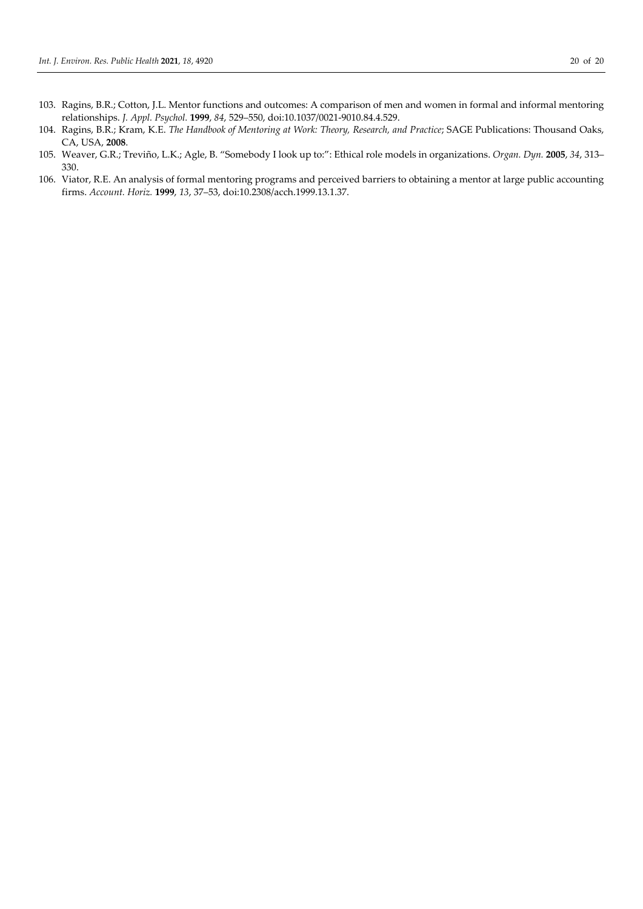103. Ragins, B.R.; Cotton, J.L. Mentor functions and outcomes: A comparison of men and women in formal and informal mentoring relationships. *J. Appl. Psychol.* **1999**, *84*, 529–550, doi:10.1037/0021-9010.84.4.529.
104. Ragins, B.R.; Kram, K.E. *The Handbook of Mentoring at Work: Theory, Research, and Practice*; SAGE Publications: Thousand Oaks, CA, USA, **2008**.
105. Weaver, G.R.; Treviño, L.K.; Agle, B. "Somebody I look up to:": Ethical role models in organizations. *Organ. Dyn.* **2005**, *34*, 313–330.
106. Viator, R.E. An analysis of formal mentoring programs and perceived barriers to obtaining a mentor at large public accounting firms. *Account. Horiz.* **1999**, *13*, 37–53, doi:10.2308/acch.1999.13.1.37.